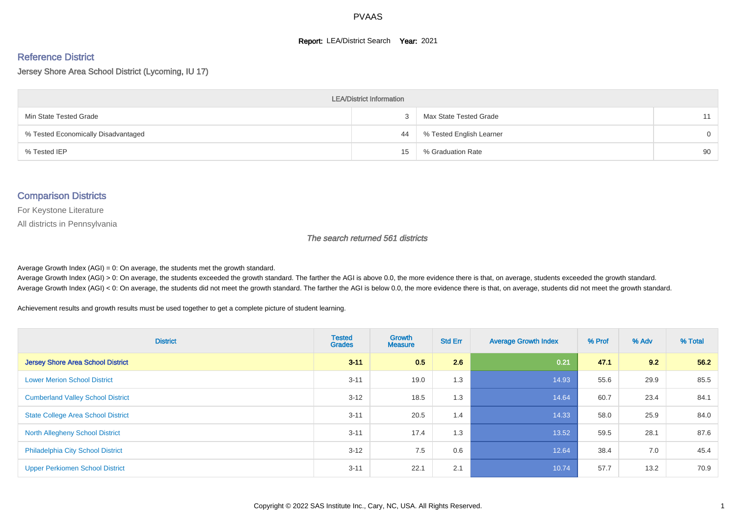# PVAAS

**Report:** LEA/District Search **Year:** 2021

## Reference District

Jersey Shore Area School District (Lycoming, IU 17)

| LEA/District Information | | | |
|---|---|---|---|
| Min State Tested Grade | 3 | Max State Tested Grade | 11 |
| % Tested Economically Disadvantaged | 44 | % Tested English Learner | 0 |
| % Tested IEP | 15 | % Graduation Rate | 90 |

## Comparison Districts

For Keystone Literature

All districts in Pennsylvania

*The search returned 561 districts*

Average Growth Index (AGI) = 0: On average, the students met the growth standard.

Average Growth Index (AGI) > 0: On average, the students exceeded the growth standard. The farther the AGI is above 0.0, the more evidence there is that, on average, students exceeded the growth standard.

Average Growth Index (AGI) < 0: On average, the students did not meet the growth standard. The farther the AGI is below 0.0, the more evidence there is that, on average, students did not meet the growth standard.

Achievement results and growth results must be used together to get a complete picture of student learning.

| District | Tested Grades | Growth Measure | Std Err | Average Growth Index | % Prof | % Adv | % Total |
|---|---|---|---|---|---|---|---|
| **Jersey Shore Area School District** | **3-11** | **0.5** | **2.6** | **0.21** | **47.1** | **9.2** | **56.2** |
| Lower Merion School District | 3-11 | 19.0 | 1.3 | 14.93 | 55.6 | 29.9 | 85.5 |
| Cumberland Valley School District | 3-12 | 18.5 | 1.3 | 14.64 | 60.7 | 23.4 | 84.1 |
| State College Area School District | 3-11 | 20.5 | 1.4 | 14.33 | 58.0 | 25.9 | 84.0 |
| North Allegheny School District | 3-11 | 17.4 | 1.3 | 13.52 | 59.5 | 28.1 | 87.6 |
| Philadelphia City School District | 3-12 | 7.5 | 0.6 | 12.64 | 38.4 | 7.0 | 45.4 |
| Upper Perkiomen School District | 3-11 | 22.1 | 2.1 | 10.74 | 57.7 | 13.2 | 70.9 |

Copyright © 2022 SAS Institute Inc., Cary, NC, USA. All Rights Reserved.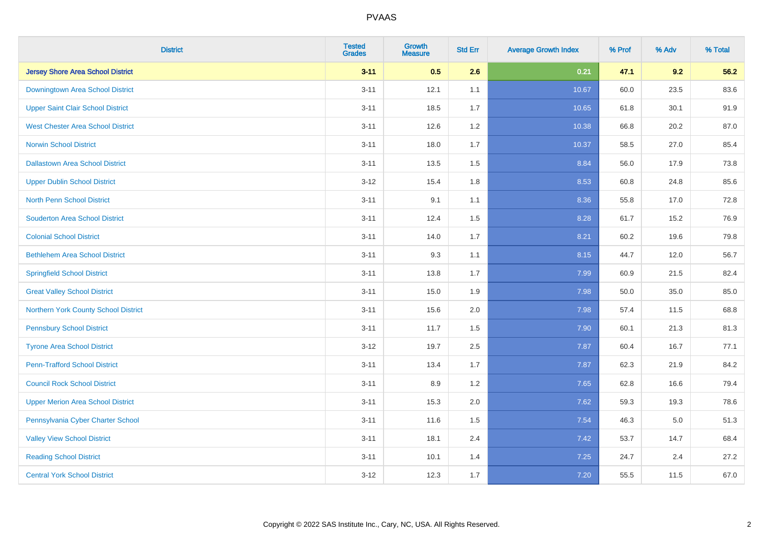# PVAAS

| District | Tested Grades | Growth Measure | Std Err | Average Growth Index | % Prof | % Adv | % Total |
|---|---|---|---|---|---|---|---|
| **Jersey Shore Area School District** | **3-11** | **0.5** | **2.6** | **0.21** | **47.1** | **9.2** | **56.2** |
| Downingtown Area School District | 3-11 | 12.1 | 1.1 | 10.67 | 60.0 | 23.5 | 83.6 |
| Upper Saint Clair School District | 3-11 | 18.5 | 1.7 | 10.65 | 61.8 | 30.1 | 91.9 |
| West Chester Area School District | 3-11 | 12.6 | 1.2 | 10.38 | 66.8 | 20.2 | 87.0 |
| Norwin School District | 3-11 | 18.0 | 1.7 | 10.37 | 58.5 | 27.0 | 85.4 |
| Dallastown Area School District | 3-11 | 13.5 | 1.5 | 8.84 | 56.0 | 17.9 | 73.8 |
| Upper Dublin School District | 3-12 | 15.4 | 1.8 | 8.53 | 60.8 | 24.8 | 85.6 |
| North Penn School District | 3-11 | 9.1 | 1.1 | 8.36 | 55.8 | 17.0 | 72.8 |
| Souderton Area School District | 3-11 | 12.4 | 1.5 | 8.28 | 61.7 | 15.2 | 76.9 |
| Colonial School District | 3-11 | 14.0 | 1.7 | 8.21 | 60.2 | 19.6 | 79.8 |
| Bethlehem Area School District | 3-11 | 9.3 | 1.1 | 8.15 | 44.7 | 12.0 | 56.7 |
| Springfield School District | 3-11 | 13.8 | 1.7 | 7.99 | 60.9 | 21.5 | 82.4 |
| Great Valley School District | 3-11 | 15.0 | 1.9 | 7.98 | 50.0 | 35.0 | 85.0 |
| Northern York County School District | 3-11 | 15.6 | 2.0 | 7.98 | 57.4 | 11.5 | 68.8 |
| Pennsbury School District | 3-11 | 11.7 | 1.5 | 7.90 | 60.1 | 21.3 | 81.3 |
| Tyrone Area School District | 3-12 | 19.7 | 2.5 | 7.87 | 60.4 | 16.7 | 77.1 |
| Penn-Trafford School District | 3-11 | 13.4 | 1.7 | 7.87 | 62.3 | 21.9 | 84.2 |
| Council Rock School District | 3-11 | 8.9 | 1.2 | 7.65 | 62.8 | 16.6 | 79.4 |
| Upper Merion Area School District | 3-11 | 15.3 | 2.0 | 7.62 | 59.3 | 19.3 | 78.6 |
| Pennsylvania Cyber Charter School | 3-11 | 11.6 | 1.5 | 7.54 | 46.3 | 5.0 | 51.3 |
| Valley View School District | 3-11 | 18.1 | 2.4 | 7.42 | 53.7 | 14.7 | 68.4 |
| Reading School District | 3-11 | 10.1 | 1.4 | 7.25 | 24.7 | 2.4 | 27.2 |
| Central York School District | 3-12 | 12.3 | 1.7 | 7.20 | 55.5 | 11.5 | 67.0 |

Copyright © 2022 SAS Institute Inc., Cary, NC, USA. All Rights Reserved.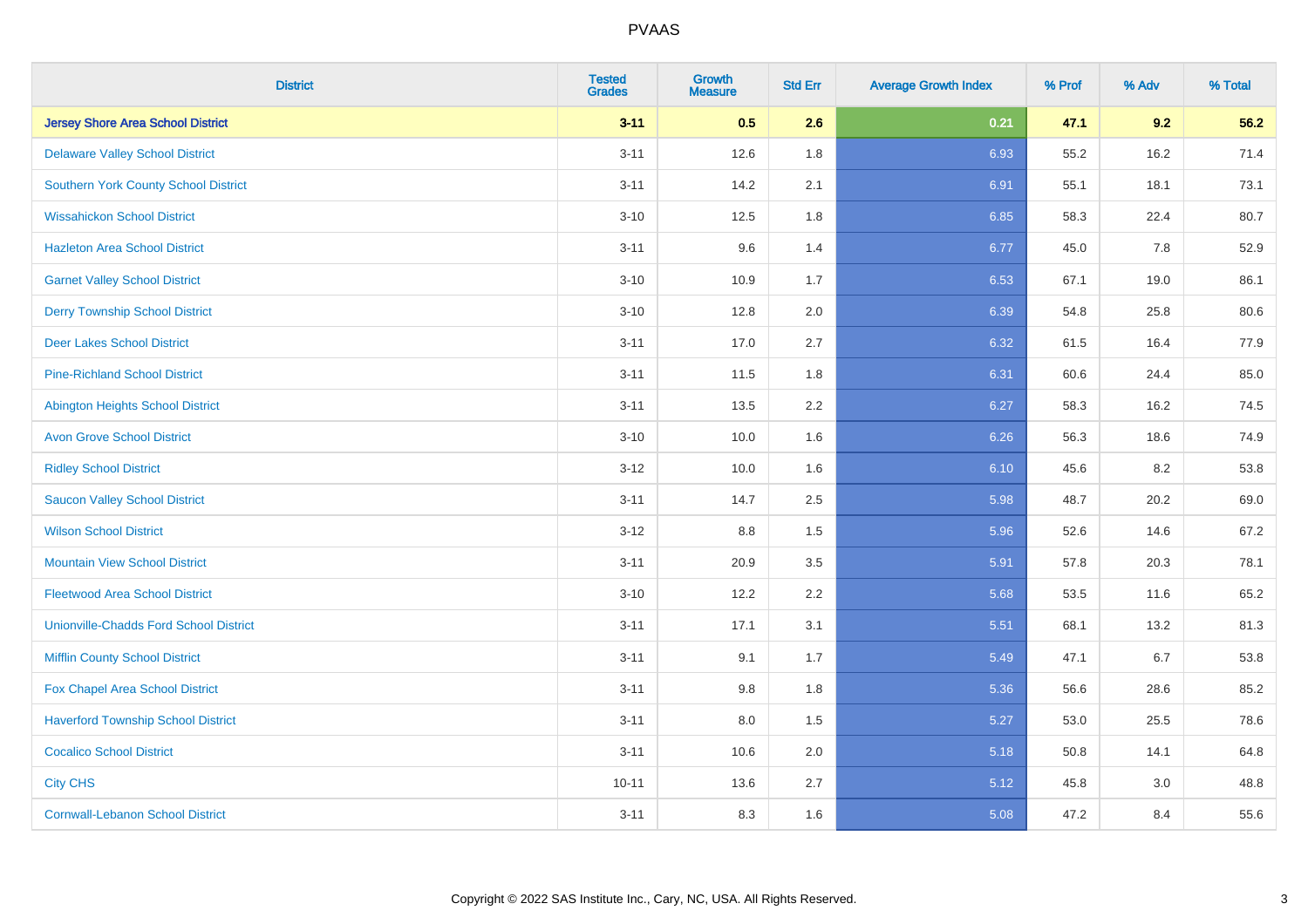PVAAS

| District | Tested Grades | Growth Measure | Std Err | Average Growth Index | % Prof | % Adv | % Total |
|---|---|---|---|---|---|---|---|
| **Jersey Shore Area School District** | **3-11** | **0.5** | **2.6** | **0.21** | **47.1** | **9.2** | **56.2** |
| Delaware Valley School District | 3-11 | 12.6 | 1.8 | 6.93 | 55.2 | 16.2 | 71.4 |
| Southern York County School District | 3-11 | 14.2 | 2.1 | 6.91 | 55.1 | 18.1 | 73.1 |
| Wissahickon School District | 3-10 | 12.5 | 1.8 | 6.85 | 58.3 | 22.4 | 80.7 |
| Hazleton Area School District | 3-11 | 9.6 | 1.4 | 6.77 | 45.0 | 7.8 | 52.9 |
| Garnet Valley School District | 3-10 | 10.9 | 1.7 | 6.53 | 67.1 | 19.0 | 86.1 |
| Derry Township School District | 3-10 | 12.8 | 2.0 | 6.39 | 54.8 | 25.8 | 80.6 |
| Deer Lakes School District | 3-11 | 17.0 | 2.7 | 6.32 | 61.5 | 16.4 | 77.9 |
| Pine-Richland School District | 3-11 | 11.5 | 1.8 | 6.31 | 60.6 | 24.4 | 85.0 |
| Abington Heights School District | 3-11 | 13.5 | 2.2 | 6.27 | 58.3 | 16.2 | 74.5 |
| Avon Grove School District | 3-10 | 10.0 | 1.6 | 6.26 | 56.3 | 18.6 | 74.9 |
| Ridley School District | 3-12 | 10.0 | 1.6 | 6.10 | 45.6 | 8.2 | 53.8 |
| Saucon Valley School District | 3-11 | 14.7 | 2.5 | 5.98 | 48.7 | 20.2 | 69.0 |
| Wilson School District | 3-12 | 8.8 | 1.5 | 5.96 | 52.6 | 14.6 | 67.2 |
| Mountain View School District | 3-11 | 20.9 | 3.5 | 5.91 | 57.8 | 20.3 | 78.1 |
| Fleetwood Area School District | 3-10 | 12.2 | 2.2 | 5.68 | 53.5 | 11.6 | 65.2 |
| Unionville-Chadds Ford School District | 3-11 | 17.1 | 3.1 | 5.51 | 68.1 | 13.2 | 81.3 |
| Mifflin County School District | 3-11 | 9.1 | 1.7 | 5.49 | 47.1 | 6.7 | 53.8 |
| Fox Chapel Area School District | 3-11 | 9.8 | 1.8 | 5.36 | 56.6 | 28.6 | 85.2 |
| Haverford Township School District | 3-11 | 8.0 | 1.5 | 5.27 | 53.0 | 25.5 | 78.6 |
| Cocalico School District | 3-11 | 10.6 | 2.0 | 5.18 | 50.8 | 14.1 | 64.8 |
| City CHS | 10-11 | 13.6 | 2.7 | 5.12 | 45.8 | 3.0 | 48.8 |
| Cornwall-Lebanon School District | 3-11 | 8.3 | 1.6 | 5.08 | 47.2 | 8.4 | 55.6 |

Copyright © 2022 SAS Institute Inc., Cary, NC, USA. All Rights Reserved.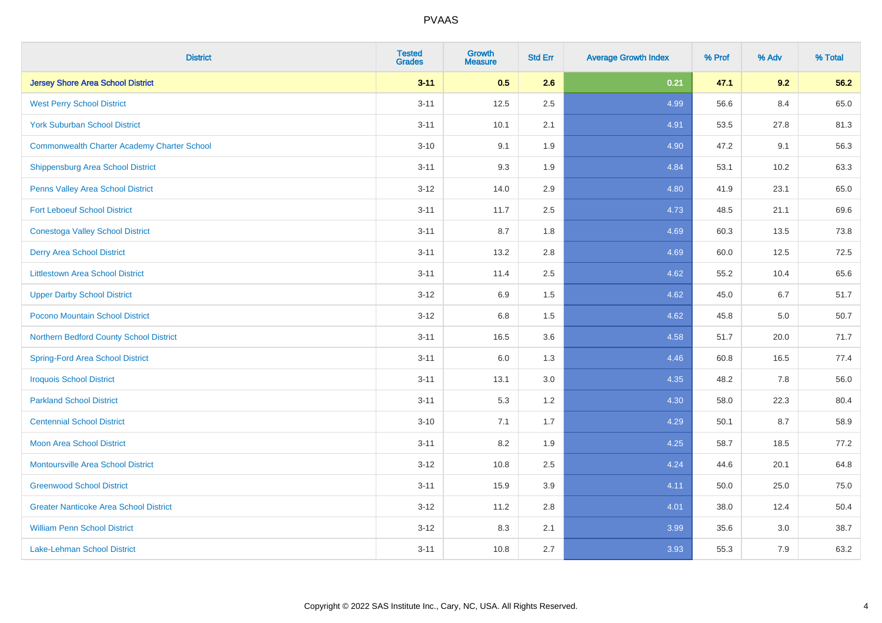PVAAS

| District | Tested Grades | Growth Measure | Std Err | Average Growth Index | % Prof | % Adv | % Total |
|---|---|---|---|---|---|---|---|
| **Jersey Shore Area School District** | **3-11** | **0.5** | **2.6** | **0.21** | **47.1** | **9.2** | **56.2** |
| West Perry School District | 3-11 | 12.5 | 2.5 | 4.99 | 56.6 | 8.4 | 65.0 |
| York Suburban School District | 3-11 | 10.1 | 2.1 | 4.91 | 53.5 | 27.8 | 81.3 |
| Commonwealth Charter Academy Charter School | 3-10 | 9.1 | 1.9 | 4.90 | 47.2 | 9.1 | 56.3 |
| Shippensburg Area School District | 3-11 | 9.3 | 1.9 | 4.84 | 53.1 | 10.2 | 63.3 |
| Penns Valley Area School District | 3-12 | 14.0 | 2.9 | 4.80 | 41.9 | 23.1 | 65.0 |
| Fort Leboeuf School District | 3-11 | 11.7 | 2.5 | 4.73 | 48.5 | 21.1 | 69.6 |
| Conestoga Valley School District | 3-11 | 8.7 | 1.8 | 4.69 | 60.3 | 13.5 | 73.8 |
| Derry Area School District | 3-11 | 13.2 | 2.8 | 4.69 | 60.0 | 12.5 | 72.5 |
| Littlestown Area School District | 3-11 | 11.4 | 2.5 | 4.62 | 55.2 | 10.4 | 65.6 |
| Upper Darby School District | 3-12 | 6.9 | 1.5 | 4.62 | 45.0 | 6.7 | 51.7 |
| Pocono Mountain School District | 3-12 | 6.8 | 1.5 | 4.62 | 45.8 | 5.0 | 50.7 |
| Northern Bedford County School District | 3-11 | 16.5 | 3.6 | 4.58 | 51.7 | 20.0 | 71.7 |
| Spring-Ford Area School District | 3-11 | 6.0 | 1.3 | 4.46 | 60.8 | 16.5 | 77.4 |
| Iroquois School District | 3-11 | 13.1 | 3.0 | 4.35 | 48.2 | 7.8 | 56.0 |
| Parkland School District | 3-11 | 5.3 | 1.2 | 4.30 | 58.0 | 22.3 | 80.4 |
| Centennial School District | 3-10 | 7.1 | 1.7 | 4.29 | 50.1 | 8.7 | 58.9 |
| Moon Area School District | 3-11 | 8.2 | 1.9 | 4.25 | 58.7 | 18.5 | 77.2 |
| Montoursville Area School District | 3-12 | 10.8 | 2.5 | 4.24 | 44.6 | 20.1 | 64.8 |
| Greenwood School District | 3-11 | 15.9 | 3.9 | 4.11 | 50.0 | 25.0 | 75.0 |
| Greater Nanticoke Area School District | 3-12 | 11.2 | 2.8 | 4.01 | 38.0 | 12.4 | 50.4 |
| William Penn School District | 3-12 | 8.3 | 2.1 | 3.99 | 35.6 | 3.0 | 38.7 |
| Lake-Lehman School District | 3-11 | 10.8 | 2.7 | 3.93 | 55.3 | 7.9 | 63.2 |

Copyright © 2022 SAS Institute Inc., Cary, NC, USA. All Rights Reserved.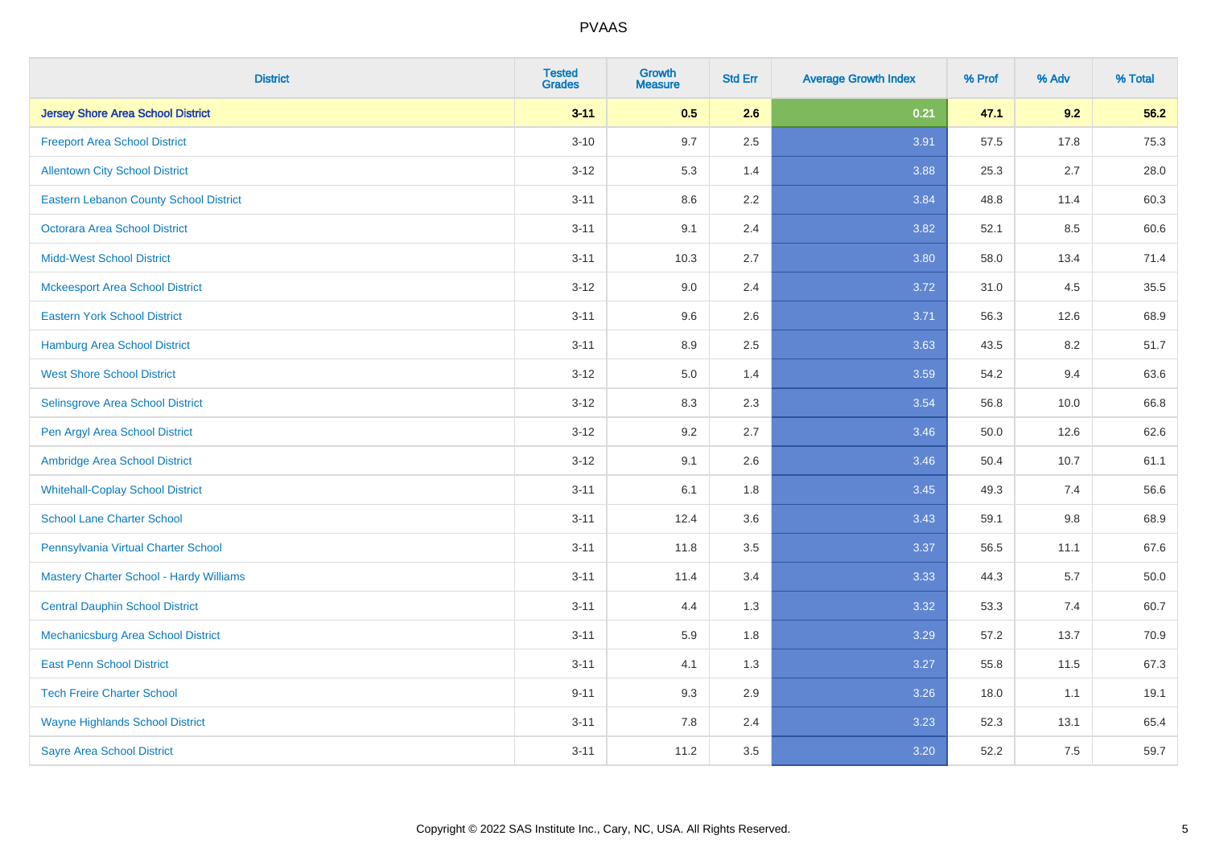| District | Tested Grades | Growth Measure | Std Err | Average Growth Index | % Prof | % Adv | % Total |
|---|---|---|---|---|---|---|---|
| **Jersey Shore Area School District** | **3-11** | **0.5** | **2.6** | **0.21** | **47.1** | **9.2** | **56.2** |
| Freeport Area School District | 3-10 | 9.7 | 2.5 | 3.91 | 57.5 | 17.8 | 75.3 |
| Allentown City School District | 3-12 | 5.3 | 1.4 | 3.88 | 25.3 | 2.7 | 28.0 |
| Eastern Lebanon County School District | 3-11 | 8.6 | 2.2 | 3.84 | 48.8 | 11.4 | 60.3 |
| Octorara Area School District | 3-11 | 9.1 | 2.4 | 3.82 | 52.1 | 8.5 | 60.6 |
| Midd-West School District | 3-11 | 10.3 | 2.7 | 3.80 | 58.0 | 13.4 | 71.4 |
| Mckeesport Area School District | 3-12 | 9.0 | 2.4 | 3.72 | 31.0 | 4.5 | 35.5 |
| Eastern York School District | 3-11 | 9.6 | 2.6 | 3.71 | 56.3 | 12.6 | 68.9 |
| Hamburg Area School District | 3-11 | 8.9 | 2.5 | 3.63 | 43.5 | 8.2 | 51.7 |
| West Shore School District | 3-12 | 5.0 | 1.4 | 3.59 | 54.2 | 9.4 | 63.6 |
| Selinsgrove Area School District | 3-12 | 8.3 | 2.3 | 3.54 | 56.8 | 10.0 | 66.8 |
| Pen Argyl Area School District | 3-12 | 9.2 | 2.7 | 3.46 | 50.0 | 12.6 | 62.6 |
| Ambridge Area School District | 3-12 | 9.1 | 2.6 | 3.46 | 50.4 | 10.7 | 61.1 |
| Whitehall-Coplay School District | 3-11 | 6.1 | 1.8 | 3.45 | 49.3 | 7.4 | 56.6 |
| School Lane Charter School | 3-11 | 12.4 | 3.6 | 3.43 | 59.1 | 9.8 | 68.9 |
| Pennsylvania Virtual Charter School | 3-11 | 11.8 | 3.5 | 3.37 | 56.5 | 11.1 | 67.6 |
| Mastery Charter School - Hardy Williams | 3-11 | 11.4 | 3.4 | 3.33 | 44.3 | 5.7 | 50.0 |
| Central Dauphin School District | 3-11 | 4.4 | 1.3 | 3.32 | 53.3 | 7.4 | 60.7 |
| Mechanicsburg Area School District | 3-11 | 5.9 | 1.8 | 3.29 | 57.2 | 13.7 | 70.9 |
| East Penn School District | 3-11 | 4.1 | 1.3 | 3.27 | 55.8 | 11.5 | 67.3 |
| Tech Freire Charter School | 9-11 | 9.3 | 2.9 | 3.26 | 18.0 | 1.1 | 19.1 |
| Wayne Highlands School District | 3-11 | 7.8 | 2.4 | 3.23 | 52.3 | 13.1 | 65.4 |
| Sayre Area School District | 3-11 | 11.2 | 3.5 | 3.20 | 52.2 | 7.5 | 59.7 |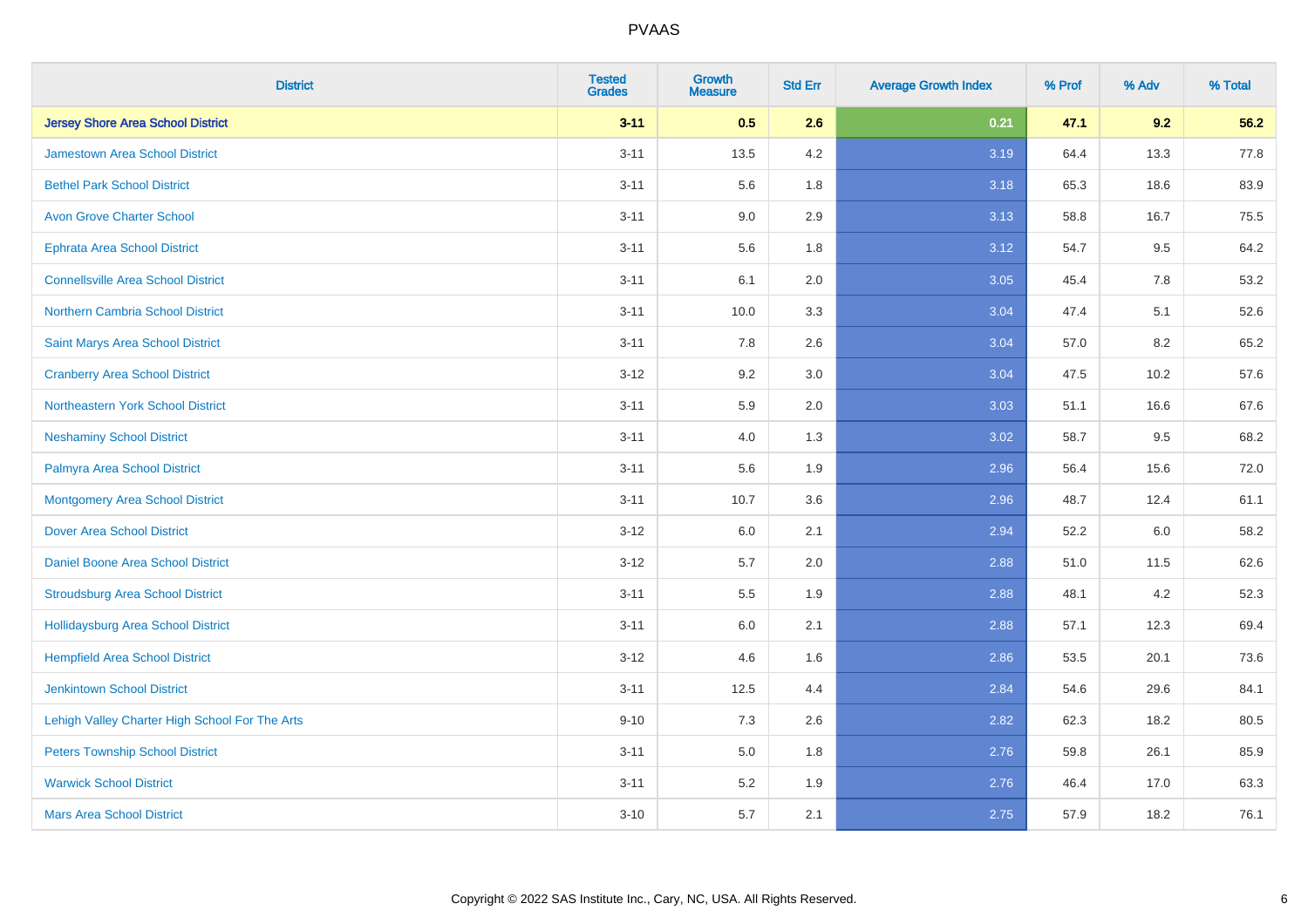# PVAAS

| District | Tested Grades | Growth Measure | Std Err | Average Growth Index | % Prof | % Adv | % Total |
|---|---|---|---|---|---|---|---|
| **Jersey Shore Area School District** | **3-11** | **0.5** | **2.6** | **0.21** | **47.1** | **9.2** | **56.2** |
| Jamestown Area School District | 3-11 | 13.5 | 4.2 | 3.19 | 64.4 | 13.3 | 77.8 |
| Bethel Park School District | 3-11 | 5.6 | 1.8 | 3.18 | 65.3 | 18.6 | 83.9 |
| Avon Grove Charter School | 3-11 | 9.0 | 2.9 | 3.13 | 58.8 | 16.7 | 75.5 |
| Ephrata Area School District | 3-11 | 5.6 | 1.8 | 3.12 | 54.7 | 9.5 | 64.2 |
| Connellsville Area School District | 3-11 | 6.1 | 2.0 | 3.05 | 45.4 | 7.8 | 53.2 |
| Northern Cambria School District | 3-11 | 10.0 | 3.3 | 3.04 | 47.4 | 5.1 | 52.6 |
| Saint Marys Area School District | 3-11 | 7.8 | 2.6 | 3.04 | 57.0 | 8.2 | 65.2 |
| Cranberry Area School District | 3-12 | 9.2 | 3.0 | 3.04 | 47.5 | 10.2 | 57.6 |
| Northeastern York School District | 3-11 | 5.9 | 2.0 | 3.03 | 51.1 | 16.6 | 67.6 |
| Neshaminy School District | 3-11 | 4.0 | 1.3 | 3.02 | 58.7 | 9.5 | 68.2 |
| Palmyra Area School District | 3-11 | 5.6 | 1.9 | 2.96 | 56.4 | 15.6 | 72.0 |
| Montgomery Area School District | 3-11 | 10.7 | 3.6 | 2.96 | 48.7 | 12.4 | 61.1 |
| Dover Area School District | 3-12 | 6.0 | 2.1 | 2.94 | 52.2 | 6.0 | 58.2 |
| Daniel Boone Area School District | 3-12 | 5.7 | 2.0 | 2.88 | 51.0 | 11.5 | 62.6 |
| Stroudsburg Area School District | 3-11 | 5.5 | 1.9 | 2.88 | 48.1 | 4.2 | 52.3 |
| Hollidaysburg Area School District | 3-11 | 6.0 | 2.1 | 2.88 | 57.1 | 12.3 | 69.4 |
| Hempfield Area School District | 3-12 | 4.6 | 1.6 | 2.86 | 53.5 | 20.1 | 73.6 |
| Jenkintown School District | 3-11 | 12.5 | 4.4 | 2.84 | 54.6 | 29.6 | 84.1 |
| Lehigh Valley Charter High School For The Arts | 9-10 | 7.3 | 2.6 | 2.82 | 62.3 | 18.2 | 80.5 |
| Peters Township School District | 3-11 | 5.0 | 1.8 | 2.76 | 59.8 | 26.1 | 85.9 |
| Warwick School District | 3-11 | 5.2 | 1.9 | 2.76 | 46.4 | 17.0 | 63.3 |
| Mars Area School District | 3-10 | 5.7 | 2.1 | 2.75 | 57.9 | 18.2 | 76.1 |

Copyright © 2022 SAS Institute Inc., Cary, NC, USA. All Rights Reserved.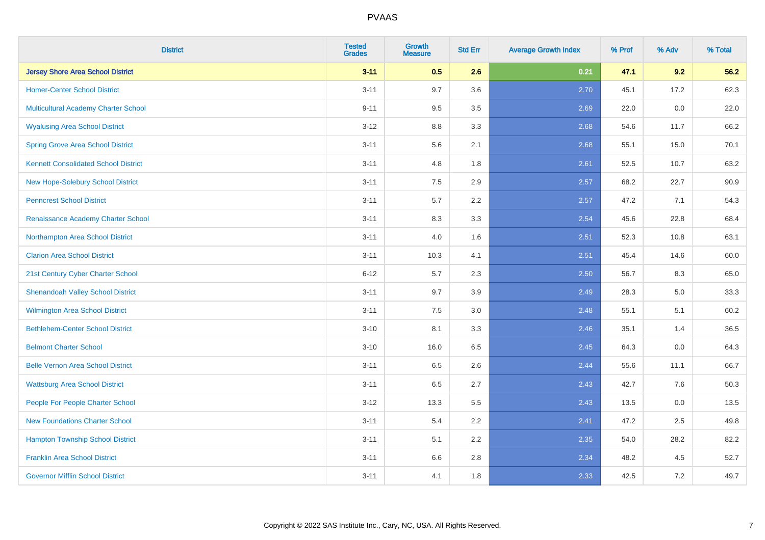# PVAAS

| District | Tested Grades | Growth Measure | Std Err | Average Growth Index | % Prof | % Adv | % Total |
|---|---|---|---|---|---|---|---|
| **Jersey Shore Area School District** | **3-11** | **0.5** | **2.6** | **0.21** | **47.1** | **9.2** | **56.2** |
| Homer-Center School District | 3-11 | 9.7 | 3.6 | 2.70 | 45.1 | 17.2 | 62.3 |
| Multicultural Academy Charter School | 9-11 | 9.5 | 3.5 | 2.69 | 22.0 | 0.0 | 22.0 |
| Wyalusing Area School District | 3-12 | 8.8 | 3.3 | 2.68 | 54.6 | 11.7 | 66.2 |
| Spring Grove Area School District | 3-11 | 5.6 | 2.1 | 2.68 | 55.1 | 15.0 | 70.1 |
| Kennett Consolidated School District | 3-11 | 4.8 | 1.8 | 2.61 | 52.5 | 10.7 | 63.2 |
| New Hope-Solebury School District | 3-11 | 7.5 | 2.9 | 2.57 | 68.2 | 22.7 | 90.9 |
| Penncrest School District | 3-11 | 5.7 | 2.2 | 2.57 | 47.2 | 7.1 | 54.3 |
| Renaissance Academy Charter School | 3-11 | 8.3 | 3.3 | 2.54 | 45.6 | 22.8 | 68.4 |
| Northampton Area School District | 3-11 | 4.0 | 1.6 | 2.51 | 52.3 | 10.8 | 63.1 |
| Clarion Area School District | 3-11 | 10.3 | 4.1 | 2.51 | 45.4 | 14.6 | 60.0 |
| 21st Century Cyber Charter School | 6-12 | 5.7 | 2.3 | 2.50 | 56.7 | 8.3 | 65.0 |
| Shenandoah Valley School District | 3-11 | 9.7 | 3.9 | 2.49 | 28.3 | 5.0 | 33.3 |
| Wilmington Area School District | 3-11 | 7.5 | 3.0 | 2.48 | 55.1 | 5.1 | 60.2 |
| Bethlehem-Center School District | 3-10 | 8.1 | 3.3 | 2.46 | 35.1 | 1.4 | 36.5 |
| Belmont Charter School | 3-10 | 16.0 | 6.5 | 2.45 | 64.3 | 0.0 | 64.3 |
| Belle Vernon Area School District | 3-11 | 6.5 | 2.6 | 2.44 | 55.6 | 11.1 | 66.7 |
| Wattsburg Area School District | 3-11 | 6.5 | 2.7 | 2.43 | 42.7 | 7.6 | 50.3 |
| People For People Charter School | 3-12 | 13.3 | 5.5 | 2.43 | 13.5 | 0.0 | 13.5 |
| New Foundations Charter School | 3-11 | 5.4 | 2.2 | 2.41 | 47.2 | 2.5 | 49.8 |
| Hampton Township School District | 3-11 | 5.1 | 2.2 | 2.35 | 54.0 | 28.2 | 82.2 |
| Franklin Area School District | 3-11 | 6.6 | 2.8 | 2.34 | 48.2 | 4.5 | 52.7 |
| Governor Mifflin School District | 3-11 | 4.1 | 1.8 | 2.33 | 42.5 | 7.2 | 49.7 |

Copyright © 2022 SAS Institute Inc., Cary, NC, USA. All Rights Reserved.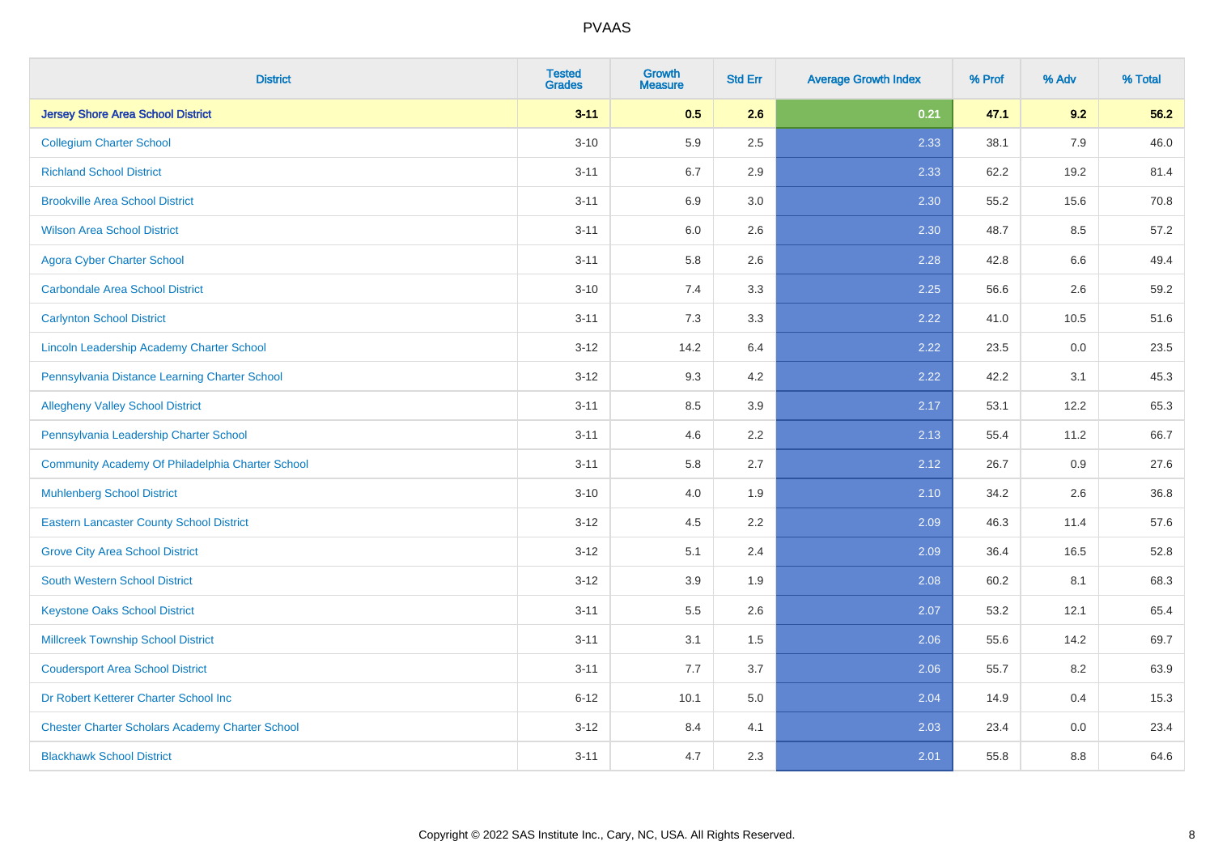# PVAAS

| District | Tested Grades | Growth Measure | Std Err | Average Growth Index | % Prof | % Adv | % Total |
|---|---|---|---|---|---|---|---|
| **Jersey Shore Area School District** | **3-11** | **0.5** | **2.6** | **0.21** | **47.1** | **9.2** | **56.2** |
| Collegium Charter School | 3-10 | 5.9 | 2.5 | 2.33 | 38.1 | 7.9 | 46.0 |
| Richland School District | 3-11 | 6.7 | 2.9 | 2.33 | 62.2 | 19.2 | 81.4 |
| Brookville Area School District | 3-11 | 6.9 | 3.0 | 2.30 | 55.2 | 15.6 | 70.8 |
| Wilson Area School District | 3-11 | 6.0 | 2.6 | 2.30 | 48.7 | 8.5 | 57.2 |
| Agora Cyber Charter School | 3-11 | 5.8 | 2.6 | 2.28 | 42.8 | 6.6 | 49.4 |
| Carbondale Area School District | 3-10 | 7.4 | 3.3 | 2.25 | 56.6 | 2.6 | 59.2 |
| Carlynton School District | 3-11 | 7.3 | 3.3 | 2.22 | 41.0 | 10.5 | 51.6 |
| Lincoln Leadership Academy Charter School | 3-12 | 14.2 | 6.4 | 2.22 | 23.5 | 0.0 | 23.5 |
| Pennsylvania Distance Learning Charter School | 3-12 | 9.3 | 4.2 | 2.22 | 42.2 | 3.1 | 45.3 |
| Allegheny Valley School District | 3-11 | 8.5 | 3.9 | 2.17 | 53.1 | 12.2 | 65.3 |
| Pennsylvania Leadership Charter School | 3-11 | 4.6 | 2.2 | 2.13 | 55.4 | 11.2 | 66.7 |
| Community Academy Of Philadelphia Charter School | 3-11 | 5.8 | 2.7 | 2.12 | 26.7 | 0.9 | 27.6 |
| Muhlenberg School District | 3-10 | 4.0 | 1.9 | 2.10 | 34.2 | 2.6 | 36.8 |
| Eastern Lancaster County School District | 3-12 | 4.5 | 2.2 | 2.09 | 46.3 | 11.4 | 57.6 |
| Grove City Area School District | 3-12 | 5.1 | 2.4 | 2.09 | 36.4 | 16.5 | 52.8 |
| South Western School District | 3-12 | 3.9 | 1.9 | 2.08 | 60.2 | 8.1 | 68.3 |
| Keystone Oaks School District | 3-11 | 5.5 | 2.6 | 2.07 | 53.2 | 12.1 | 65.4 |
| Millcreek Township School District | 3-11 | 3.1 | 1.5 | 2.06 | 55.6 | 14.2 | 69.7 |
| Coudersport Area School District | 3-11 | 7.7 | 3.7 | 2.06 | 55.7 | 8.2 | 63.9 |
| Dr Robert Ketterer Charter School Inc | 6-12 | 10.1 | 5.0 | 2.04 | 14.9 | 0.4 | 15.3 |
| Chester Charter Scholars Academy Charter School | 3-12 | 8.4 | 4.1 | 2.03 | 23.4 | 0.0 | 23.4 |
| Blackhawk School District | 3-11 | 4.7 | 2.3 | 2.01 | 55.8 | 8.8 | 64.6 |

Copyright © 2022 SAS Institute Inc., Cary, NC, USA. All Rights Reserved.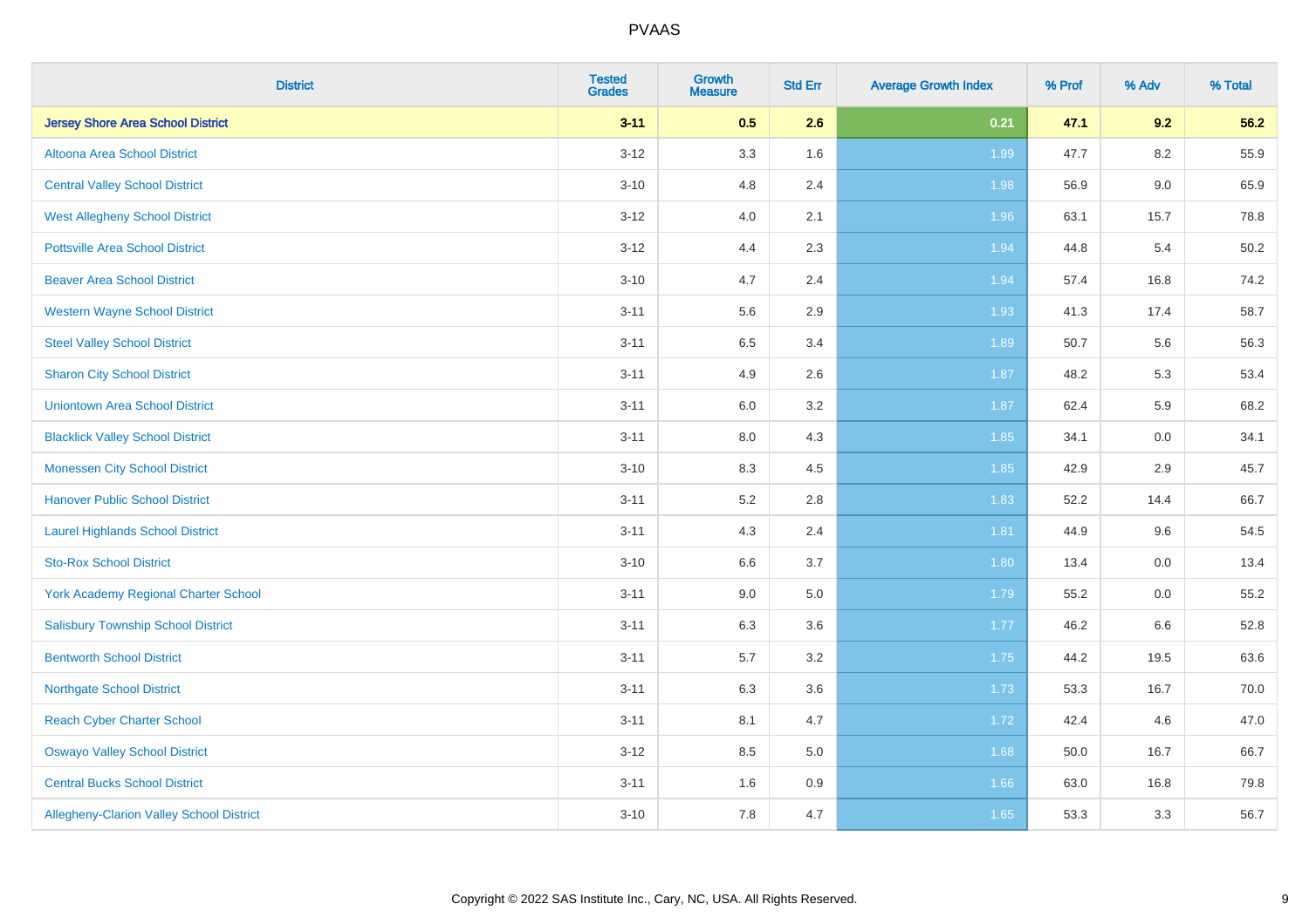| District | Tested Grades | Growth Measure | Std Err | Average Growth Index | % Prof | % Adv | % Total |
|---|---|---|---|---|---|---|---|
| **Jersey Shore Area School District** | **3-11** | **0.5** | **2.6** | **0.21** | **47.1** | **9.2** | **56.2** |
| Altoona Area School District | 3-12 | 3.3 | 1.6 | 1.99 | 47.7 | 8.2 | 55.9 |
| Central Valley School District | 3-10 | 4.8 | 2.4 | 1.98 | 56.9 | 9.0 | 65.9 |
| West Allegheny School District | 3-12 | 4.0 | 2.1 | 1.96 | 63.1 | 15.7 | 78.8 |
| Pottsville Area School District | 3-12 | 4.4 | 2.3 | 1.94 | 44.8 | 5.4 | 50.2 |
| Beaver Area School District | 3-10 | 4.7 | 2.4 | 1.94 | 57.4 | 16.8 | 74.2 |
| Western Wayne School District | 3-11 | 5.6 | 2.9 | 1.93 | 41.3 | 17.4 | 58.7 |
| Steel Valley School District | 3-11 | 6.5 | 3.4 | 1.89 | 50.7 | 5.6 | 56.3 |
| Sharon City School District | 3-11 | 4.9 | 2.6 | 1.87 | 48.2 | 5.3 | 53.4 |
| Uniontown Area School District | 3-11 | 6.0 | 3.2 | 1.87 | 62.4 | 5.9 | 68.2 |
| Blacklick Valley School District | 3-11 | 8.0 | 4.3 | 1.85 | 34.1 | 0.0 | 34.1 |
| Monessen City School District | 3-10 | 8.3 | 4.5 | 1.85 | 42.9 | 2.9 | 45.7 |
| Hanover Public School District | 3-11 | 5.2 | 2.8 | 1.83 | 52.2 | 14.4 | 66.7 |
| Laurel Highlands School District | 3-11 | 4.3 | 2.4 | 1.81 | 44.9 | 9.6 | 54.5 |
| Sto-Rox School District | 3-10 | 6.6 | 3.7 | 1.80 | 13.4 | 0.0 | 13.4 |
| York Academy Regional Charter School | 3-11 | 9.0 | 5.0 | 1.79 | 55.2 | 0.0 | 55.2 |
| Salisbury Township School District | 3-11 | 6.3 | 3.6 | 1.77 | 46.2 | 6.6 | 52.8 |
| Bentworth School District | 3-11 | 5.7 | 3.2 | 1.75 | 44.2 | 19.5 | 63.6 |
| Northgate School District | 3-11 | 6.3 | 3.6 | 1.73 | 53.3 | 16.7 | 70.0 |
| Reach Cyber Charter School | 3-11 | 8.1 | 4.7 | 1.72 | 42.4 | 4.6 | 47.0 |
| Oswayo Valley School District | 3-12 | 8.5 | 5.0 | 1.68 | 50.0 | 16.7 | 66.7 |
| Central Bucks School District | 3-11 | 1.6 | 0.9 | 1.66 | 63.0 | 16.8 | 79.8 |
| Allegheny-Clarion Valley School District | 3-10 | 7.8 | 4.7 | 1.65 | 53.3 | 3.3 | 56.7 |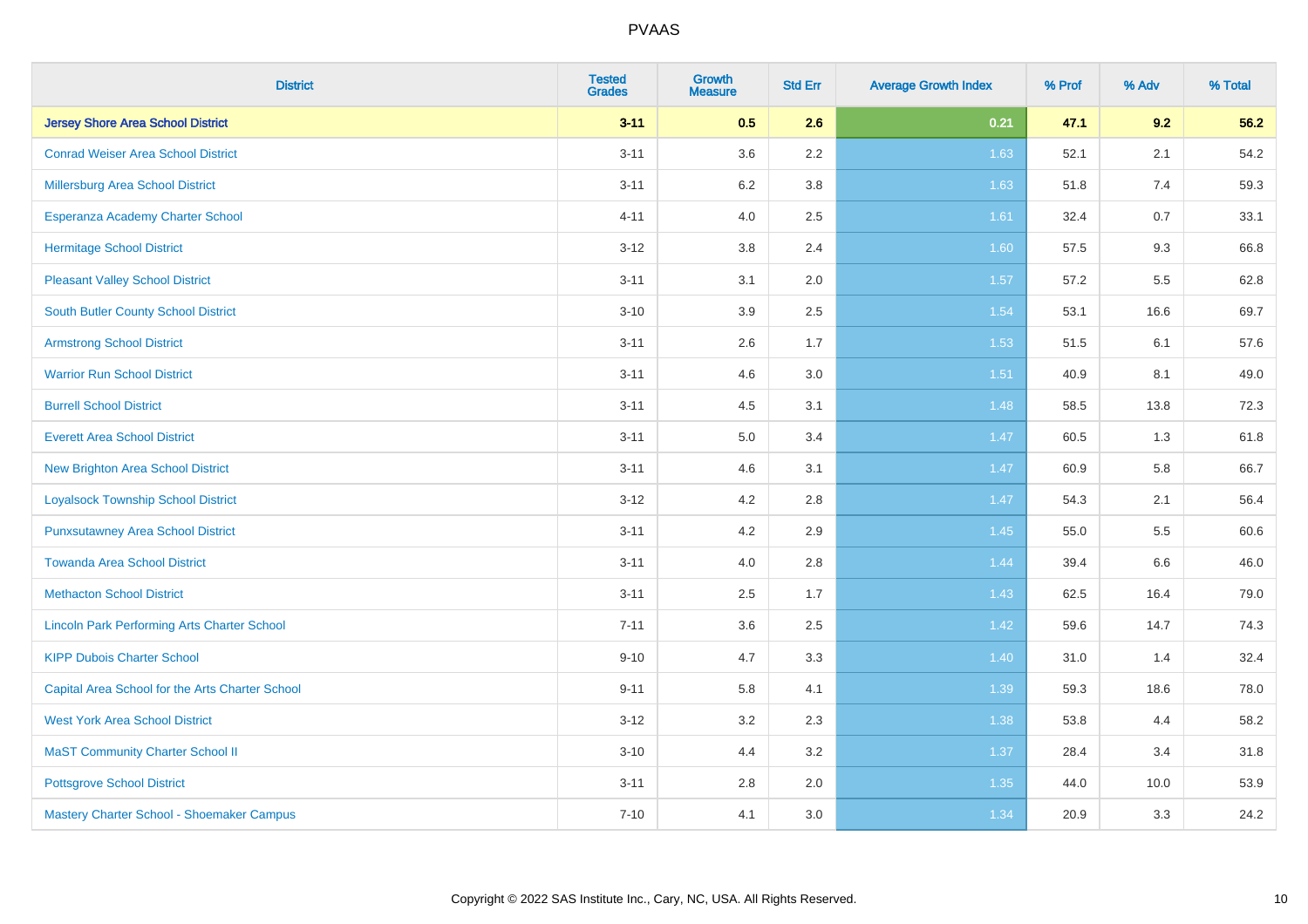PVAAS

| District | Tested Grades | Growth Measure | Std Err | Average Growth Index | % Prof | % Adv | % Total |
|---|---|---|---|---|---|---|---|
| **Jersey Shore Area School District** | **3-11** | **0.5** | **2.6** | **0.21** | **47.1** | **9.2** | **56.2** |
| Conrad Weiser Area School District | 3-11 | 3.6 | 2.2 | 1.63 | 52.1 | 2.1 | 54.2 |
| Millersburg Area School District | 3-11 | 6.2 | 3.8 | 1.63 | 51.8 | 7.4 | 59.3 |
| Esperanza Academy Charter School | 4-11 | 4.0 | 2.5 | 1.61 | 32.4 | 0.7 | 33.1 |
| Hermitage School District | 3-12 | 3.8 | 2.4 | 1.60 | 57.5 | 9.3 | 66.8 |
| Pleasant Valley School District | 3-11 | 3.1 | 2.0 | 1.57 | 57.2 | 5.5 | 62.8 |
| South Butler County School District | 3-10 | 3.9 | 2.5 | 1.54 | 53.1 | 16.6 | 69.7 |
| Armstrong School District | 3-11 | 2.6 | 1.7 | 1.53 | 51.5 | 6.1 | 57.6 |
| Warrior Run School District | 3-11 | 4.6 | 3.0 | 1.51 | 40.9 | 8.1 | 49.0 |
| Burrell School District | 3-11 | 4.5 | 3.1 | 1.48 | 58.5 | 13.8 | 72.3 |
| Everett Area School District | 3-11 | 5.0 | 3.4 | 1.47 | 60.5 | 1.3 | 61.8 |
| New Brighton Area School District | 3-11 | 4.6 | 3.1 | 1.47 | 60.9 | 5.8 | 66.7 |
| Loyalsock Township School District | 3-12 | 4.2 | 2.8 | 1.47 | 54.3 | 2.1 | 56.4 |
| Punxsutawney Area School District | 3-11 | 4.2 | 2.9 | 1.45 | 55.0 | 5.5 | 60.6 |
| Towanda Area School District | 3-11 | 4.0 | 2.8 | 1.44 | 39.4 | 6.6 | 46.0 |
| Methacton School District | 3-11 | 2.5 | 1.7 | 1.43 | 62.5 | 16.4 | 79.0 |
| Lincoln Park Performing Arts Charter School | 7-11 | 3.6 | 2.5 | 1.42 | 59.6 | 14.7 | 74.3 |
| KIPP Dubois Charter School | 9-10 | 4.7 | 3.3 | 1.40 | 31.0 | 1.4 | 32.4 |
| Capital Area School for the Arts Charter School | 9-11 | 5.8 | 4.1 | 1.39 | 59.3 | 18.6 | 78.0 |
| West York Area School District | 3-12 | 3.2 | 2.3 | 1.38 | 53.8 | 4.4 | 58.2 |
| MaST Community Charter School II | 3-10 | 4.4 | 3.2 | 1.37 | 28.4 | 3.4 | 31.8 |
| Pottsgrove School District | 3-11 | 2.8 | 2.0 | 1.35 | 44.0 | 10.0 | 53.9 |
| Mastery Charter School - Shoemaker Campus | 7-10 | 4.1 | 3.0 | 1.34 | 20.9 | 3.3 | 24.2 |

Copyright © 2022 SAS Institute Inc., Cary, NC, USA. All Rights Reserved.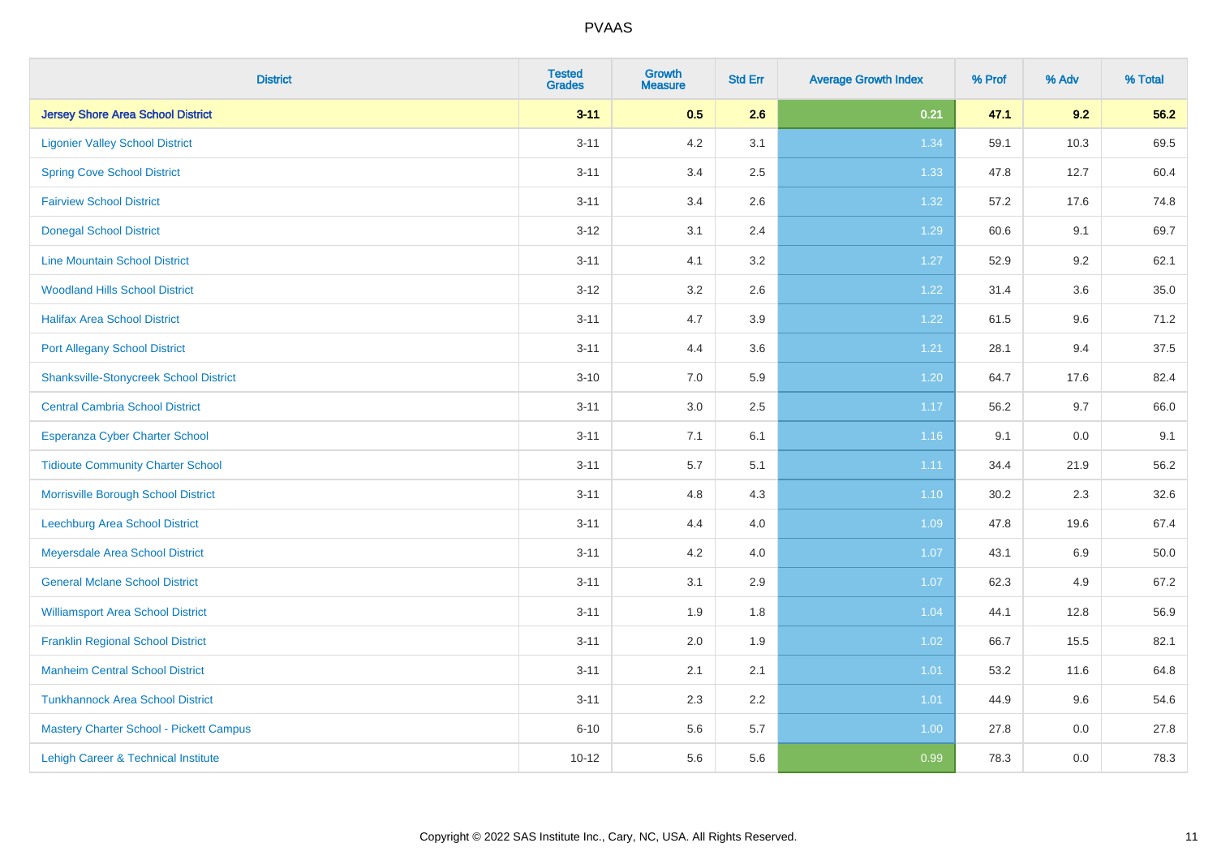# PVAAS

| District | Tested Grades | Growth Measure | Std Err | Average Growth Index | % Prof | % Adv | % Total |
|---|---|---|---|---|---|---|---|
| **Jersey Shore Area School District** | **3-11** | **0.5** | **2.6** | **0.21** | **47.1** | **9.2** | **56.2** |
| Ligonier Valley School District | 3-11 | 4.2 | 3.1 | 1.34 | 59.1 | 10.3 | 69.5 |
| Spring Cove School District | 3-11 | 3.4 | 2.5 | 1.33 | 47.8 | 12.7 | 60.4 |
| Fairview School District | 3-11 | 3.4 | 2.6 | 1.32 | 57.2 | 17.6 | 74.8 |
| Donegal School District | 3-12 | 3.1 | 2.4 | 1.29 | 60.6 | 9.1 | 69.7 |
| Line Mountain School District | 3-11 | 4.1 | 3.2 | 1.27 | 52.9 | 9.2 | 62.1 |
| Woodland Hills School District | 3-12 | 3.2 | 2.6 | 1.22 | 31.4 | 3.6 | 35.0 |
| Halifax Area School District | 3-11 | 4.7 | 3.9 | 1.22 | 61.5 | 9.6 | 71.2 |
| Port Allegany School District | 3-11 | 4.4 | 3.6 | 1.21 | 28.1 | 9.4 | 37.5 |
| Shanksville-Stonycreek School District | 3-10 | 7.0 | 5.9 | 1.20 | 64.7 | 17.6 | 82.4 |
| Central Cambria School District | 3-11 | 3.0 | 2.5 | 1.17 | 56.2 | 9.7 | 66.0 |
| Esperanza Cyber Charter School | 3-11 | 7.1 | 6.1 | 1.16 | 9.1 | 0.0 | 9.1 |
| Tidioute Community Charter School | 3-11 | 5.7 | 5.1 | 1.11 | 34.4 | 21.9 | 56.2 |
| Morrisville Borough School District | 3-11 | 4.8 | 4.3 | 1.10 | 30.2 | 2.3 | 32.6 |
| Leechburg Area School District | 3-11 | 4.4 | 4.0 | 1.09 | 47.8 | 19.6 | 67.4 |
| Meyersdale Area School District | 3-11 | 4.2 | 4.0 | 1.07 | 43.1 | 6.9 | 50.0 |
| General Mclane School District | 3-11 | 3.1 | 2.9 | 1.07 | 62.3 | 4.9 | 67.2 |
| Williamsport Area School District | 3-11 | 1.9 | 1.8 | 1.04 | 44.1 | 12.8 | 56.9 |
| Franklin Regional School District | 3-11 | 2.0 | 1.9 | 1.02 | 66.7 | 15.5 | 82.1 |
| Manheim Central School District | 3-11 | 2.1 | 2.1 | 1.01 | 53.2 | 11.6 | 64.8 |
| Tunkhannock Area School District | 3-11 | 2.3 | 2.2 | 1.01 | 44.9 | 9.6 | 54.6 |
| Mastery Charter School - Pickett Campus | 6-10 | 5.6 | 5.7 | 1.00 | 27.8 | 0.0 | 27.8 |
| Lehigh Career & Technical Institute | 10-12 | 5.6 | 5.6 | 0.99 | 78.3 | 0.0 | 78.3 |

Copyright © 2022 SAS Institute Inc., Cary, NC, USA. All Rights Reserved.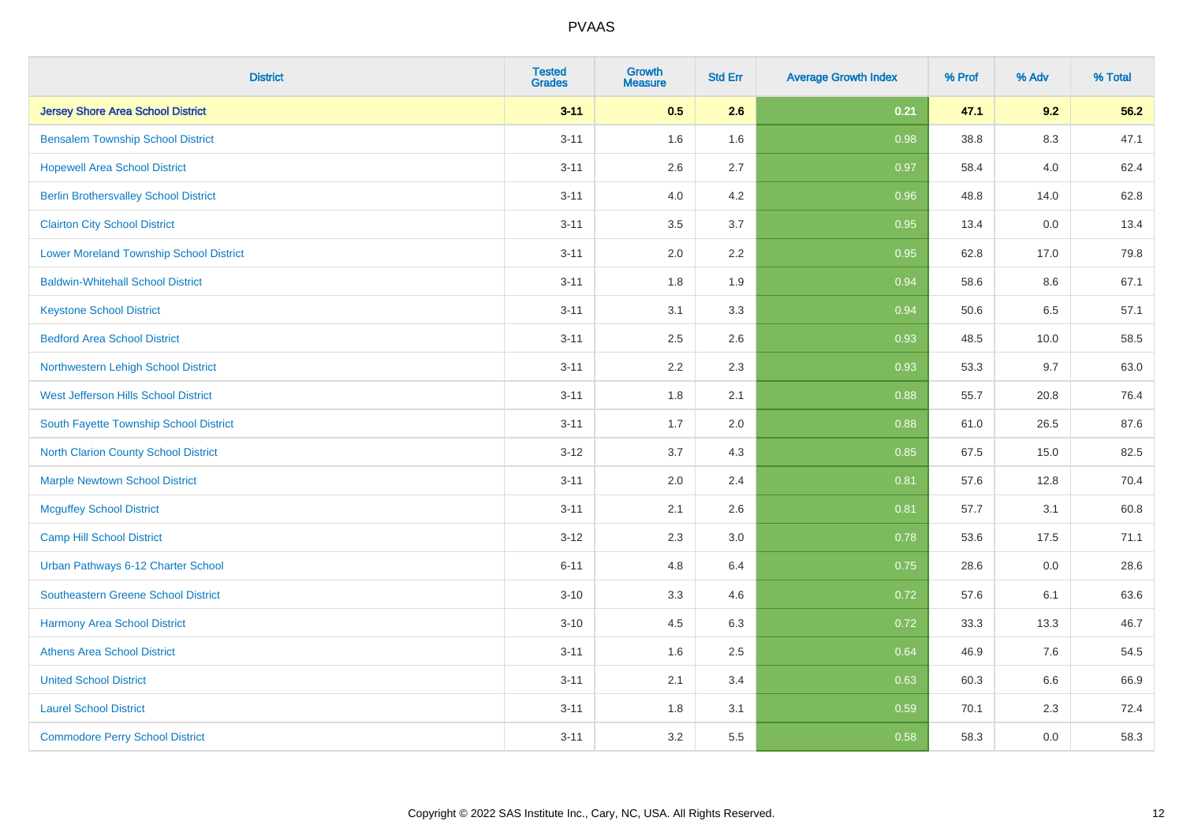# PVAAS

| District | Tested Grades | Growth Measure | Std Err | Average Growth Index | % Prof | % Adv | % Total |
|---|---|---|---|---|---|---|---|
| **Jersey Shore Area School District** | **3-11** | **0.5** | **2.6** | **0.21** | **47.1** | **9.2** | **56.2** |
| Bensalem Township School District | 3-11 | 1.6 | 1.6 | 0.98 | 38.8 | 8.3 | 47.1 |
| Hopewell Area School District | 3-11 | 2.6 | 2.7 | 0.97 | 58.4 | 4.0 | 62.4 |
| Berlin Brothersvalley School District | 3-11 | 4.0 | 4.2 | 0.96 | 48.8 | 14.0 | 62.8 |
| Clairton City School District | 3-11 | 3.5 | 3.7 | 0.95 | 13.4 | 0.0 | 13.4 |
| Lower Moreland Township School District | 3-11 | 2.0 | 2.2 | 0.95 | 62.8 | 17.0 | 79.8 |
| Baldwin-Whitehall School District | 3-11 | 1.8 | 1.9 | 0.94 | 58.6 | 8.6 | 67.1 |
| Keystone School District | 3-11 | 3.1 | 3.3 | 0.94 | 50.6 | 6.5 | 57.1 |
| Bedford Area School District | 3-11 | 2.5 | 2.6 | 0.93 | 48.5 | 10.0 | 58.5 |
| Northwestern Lehigh School District | 3-11 | 2.2 | 2.3 | 0.93 | 53.3 | 9.7 | 63.0 |
| West Jefferson Hills School District | 3-11 | 1.8 | 2.1 | 0.88 | 55.7 | 20.8 | 76.4 |
| South Fayette Township School District | 3-11 | 1.7 | 2.0 | 0.88 | 61.0 | 26.5 | 87.6 |
| North Clarion County School District | 3-12 | 3.7 | 4.3 | 0.85 | 67.5 | 15.0 | 82.5 |
| Marple Newtown School District | 3-11 | 2.0 | 2.4 | 0.81 | 57.6 | 12.8 | 70.4 |
| Mcguffey School District | 3-11 | 2.1 | 2.6 | 0.81 | 57.7 | 3.1 | 60.8 |
| Camp Hill School District | 3-12 | 2.3 | 3.0 | 0.78 | 53.6 | 17.5 | 71.1 |
| Urban Pathways 6-12 Charter School | 6-11 | 4.8 | 6.4 | 0.75 | 28.6 | 0.0 | 28.6 |
| Southeastern Greene School District | 3-10 | 3.3 | 4.6 | 0.72 | 57.6 | 6.1 | 63.6 |
| Harmony Area School District | 3-10 | 4.5 | 6.3 | 0.72 | 33.3 | 13.3 | 46.7 |
| Athens Area School District | 3-11 | 1.6 | 2.5 | 0.64 | 46.9 | 7.6 | 54.5 |
| United School District | 3-11 | 2.1 | 3.4 | 0.63 | 60.3 | 6.6 | 66.9 |
| Laurel School District | 3-11 | 1.8 | 3.1 | 0.59 | 70.1 | 2.3 | 72.4 |
| Commodore Perry School District | 3-11 | 3.2 | 5.5 | 0.58 | 58.3 | 0.0 | 58.3 |

Copyright © 2022 SAS Institute Inc., Cary, NC, USA. All Rights Reserved.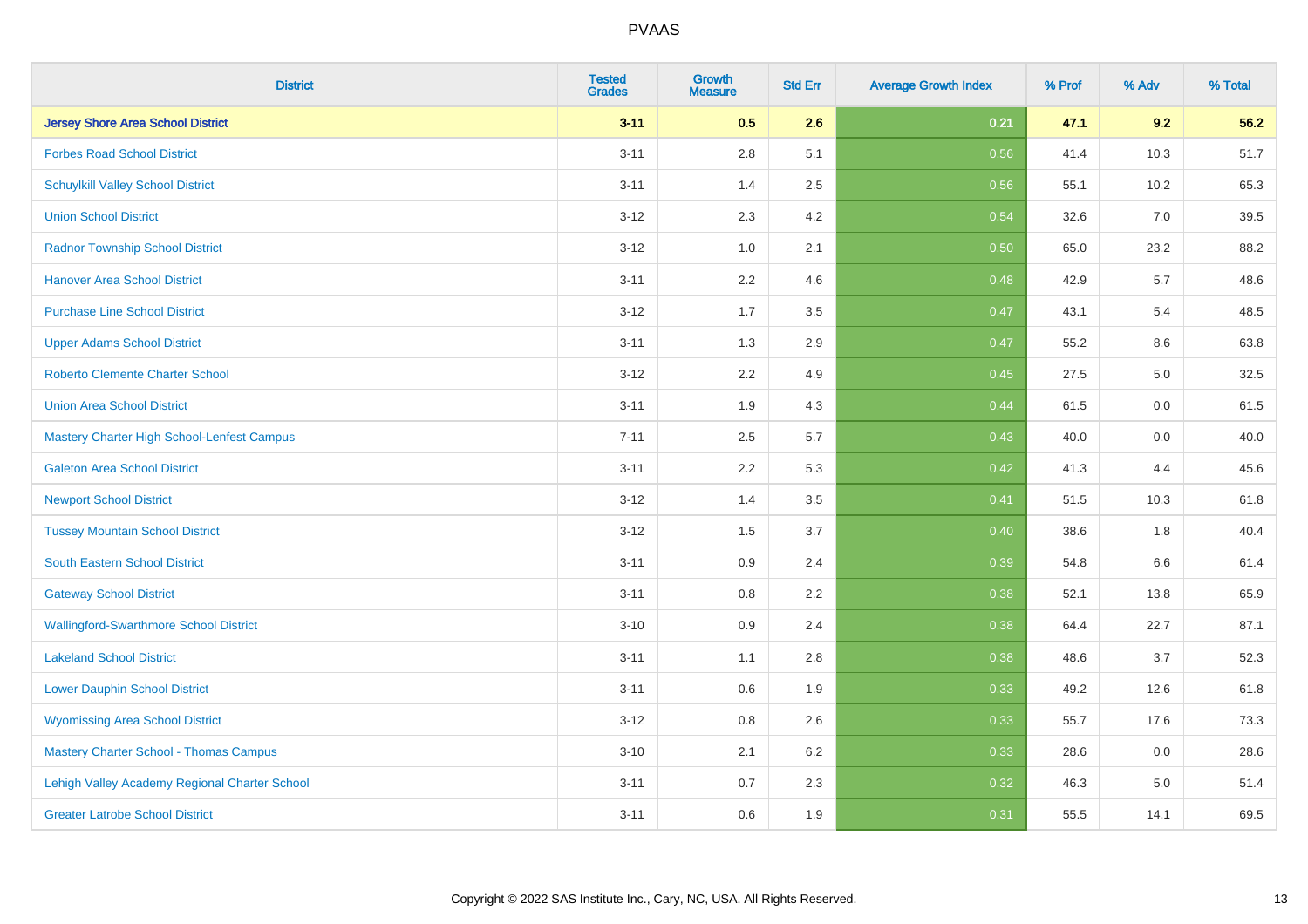# PVAAS

| District | Tested Grades | Growth Measure | Std Err | Average Growth Index | % Prof | % Adv | % Total |
|---|---|---|---|---|---|---|---|
| **Jersey Shore Area School District** | **3-11** | **0.5** | **2.6** | **0.21** | **47.1** | **9.2** | **56.2** |
| Forbes Road School District | 3-11 | 2.8 | 5.1 | 0.56 | 41.4 | 10.3 | 51.7 |
| Schuylkill Valley School District | 3-11 | 1.4 | 2.5 | 0.56 | 55.1 | 10.2 | 65.3 |
| Union School District | 3-12 | 2.3 | 4.2 | 0.54 | 32.6 | 7.0 | 39.5 |
| Radnor Township School District | 3-12 | 1.0 | 2.1 | 0.50 | 65.0 | 23.2 | 88.2 |
| Hanover Area School District | 3-11 | 2.2 | 4.6 | 0.48 | 42.9 | 5.7 | 48.6 |
| Purchase Line School District | 3-12 | 1.7 | 3.5 | 0.47 | 43.1 | 5.4 | 48.5 |
| Upper Adams School District | 3-11 | 1.3 | 2.9 | 0.47 | 55.2 | 8.6 | 63.8 |
| Roberto Clemente Charter School | 3-12 | 2.2 | 4.9 | 0.45 | 27.5 | 5.0 | 32.5 |
| Union Area School District | 3-11 | 1.9 | 4.3 | 0.44 | 61.5 | 0.0 | 61.5 |
| Mastery Charter High School-Lenfest Campus | 7-11 | 2.5 | 5.7 | 0.43 | 40.0 | 0.0 | 40.0 |
| Galeton Area School District | 3-11 | 2.2 | 5.3 | 0.42 | 41.3 | 4.4 | 45.6 |
| Newport School District | 3-12 | 1.4 | 3.5 | 0.41 | 51.5 | 10.3 | 61.8 |
| Tussey Mountain School District | 3-12 | 1.5 | 3.7 | 0.40 | 38.6 | 1.8 | 40.4 |
| South Eastern School District | 3-11 | 0.9 | 2.4 | 0.39 | 54.8 | 6.6 | 61.4 |
| Gateway School District | 3-11 | 0.8 | 2.2 | 0.38 | 52.1 | 13.8 | 65.9 |
| Wallingford-Swarthmore School District | 3-10 | 0.9 | 2.4 | 0.38 | 64.4 | 22.7 | 87.1 |
| Lakeland School District | 3-11 | 1.1 | 2.8 | 0.38 | 48.6 | 3.7 | 52.3 |
| Lower Dauphin School District | 3-11 | 0.6 | 1.9 | 0.33 | 49.2 | 12.6 | 61.8 |
| Wyomissing Area School District | 3-12 | 0.8 | 2.6 | 0.33 | 55.7 | 17.6 | 73.3 |
| Mastery Charter School - Thomas Campus | 3-10 | 2.1 | 6.2 | 0.33 | 28.6 | 0.0 | 28.6 |
| Lehigh Valley Academy Regional Charter School | 3-11 | 0.7 | 2.3 | 0.32 | 46.3 | 5.0 | 51.4 |
| Greater Latrobe School District | 3-11 | 0.6 | 1.9 | 0.31 | 55.5 | 14.1 | 69.5 |

Copyright © 2022 SAS Institute Inc., Cary, NC, USA. All Rights Reserved.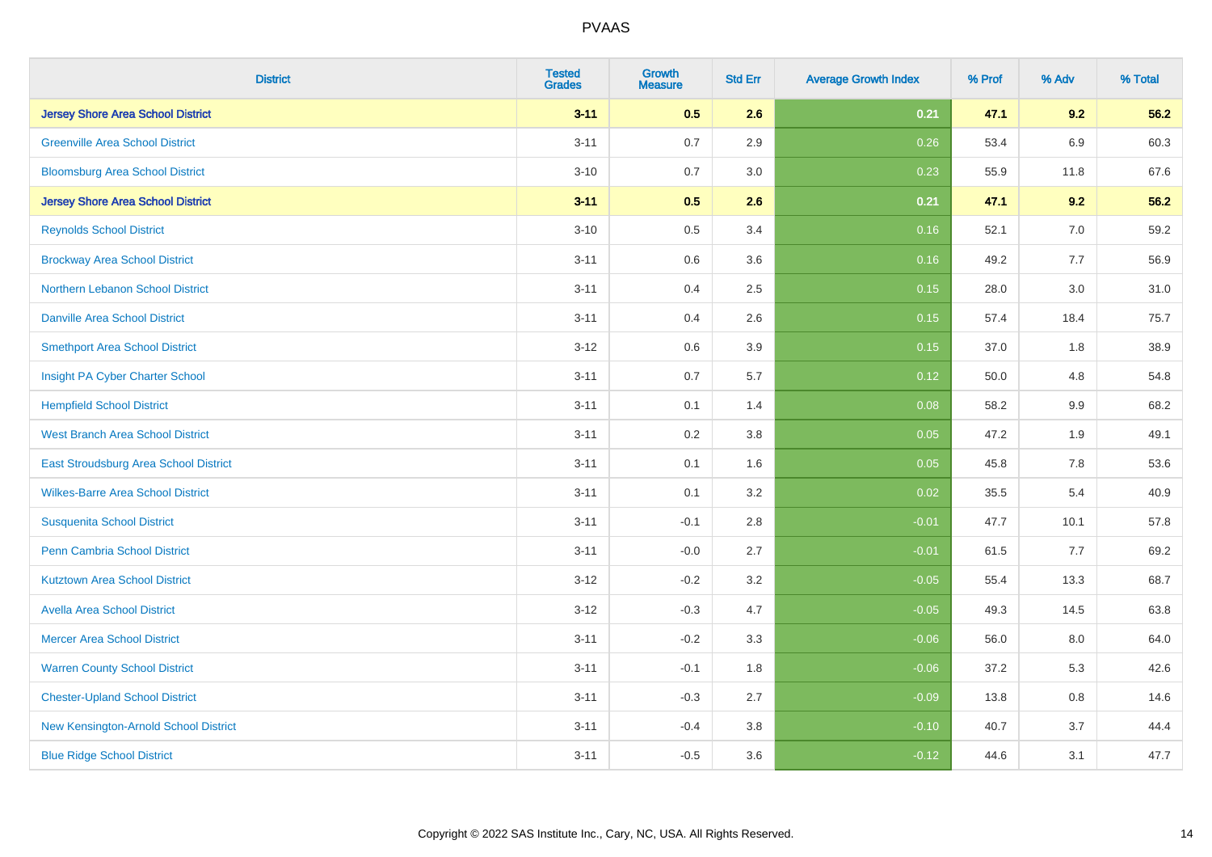# PVAAS

| District | Tested Grades | Growth Measure | Std Err | Average Growth Index | % Prof | % Adv | % Total |
|---|---|---|---|---|---|---|---|
| **Jersey Shore Area School District** | **3-11** | **0.5** | **2.6** | **0.21** | **47.1** | **9.2** | **56.2** |
| Greenville Area School District | 3-11 | 0.7 | 2.9 | 0.26 | 53.4 | 6.9 | 60.3 |
| Bloomsburg Area School District | 3-10 | 0.7 | 3.0 | 0.23 | 55.9 | 11.8 | 67.6 |
| **Jersey Shore Area School District** | **3-11** | **0.5** | **2.6** | **0.21** | **47.1** | **9.2** | **56.2** |
| Reynolds School District | 3-10 | 0.5 | 3.4 | 0.16 | 52.1 | 7.0 | 59.2 |
| Brockway Area School District | 3-11 | 0.6 | 3.6 | 0.16 | 49.2 | 7.7 | 56.9 |
| Northern Lebanon School District | 3-11 | 0.4 | 2.5 | 0.15 | 28.0 | 3.0 | 31.0 |
| Danville Area School District | 3-11 | 0.4 | 2.6 | 0.15 | 57.4 | 18.4 | 75.7 |
| Smethport Area School District | 3-12 | 0.6 | 3.9 | 0.15 | 37.0 | 1.8 | 38.9 |
| Insight PA Cyber Charter School | 3-11 | 0.7 | 5.7 | 0.12 | 50.0 | 4.8 | 54.8 |
| Hempfield School District | 3-11 | 0.1 | 1.4 | 0.08 | 58.2 | 9.9 | 68.2 |
| West Branch Area School District | 3-11 | 0.2 | 3.8 | 0.05 | 47.2 | 1.9 | 49.1 |
| East Stroudsburg Area School District | 3-11 | 0.1 | 1.6 | 0.05 | 45.8 | 7.8 | 53.6 |
| Wilkes-Barre Area School District | 3-11 | 0.1 | 3.2 | 0.02 | 35.5 | 5.4 | 40.9 |
| Susquenita School District | 3-11 | -0.1 | 2.8 | -0.01 | 47.7 | 10.1 | 57.8 |
| Penn Cambria School District | 3-11 | -0.0 | 2.7 | -0.01 | 61.5 | 7.7 | 69.2 |
| Kutztown Area School District | 3-12 | -0.2 | 3.2 | -0.05 | 55.4 | 13.3 | 68.7 |
| Avella Area School District | 3-12 | -0.3 | 4.7 | -0.05 | 49.3 | 14.5 | 63.8 |
| Mercer Area School District | 3-11 | -0.2 | 3.3 | -0.06 | 56.0 | 8.0 | 64.0 |
| Warren County School District | 3-11 | -0.1 | 1.8 | -0.06 | 37.2 | 5.3 | 42.6 |
| Chester-Upland School District | 3-11 | -0.3 | 2.7 | -0.09 | 13.8 | 0.8 | 14.6 |
| New Kensington-Arnold School District | 3-11 | -0.4 | 3.8 | -0.10 | 40.7 | 3.7 | 44.4 |
| Blue Ridge School District | 3-11 | -0.5 | 3.6 | -0.12 | 44.6 | 3.1 | 47.7 |

Copyright © 2022 SAS Institute Inc., Cary, NC, USA. All Rights Reserved.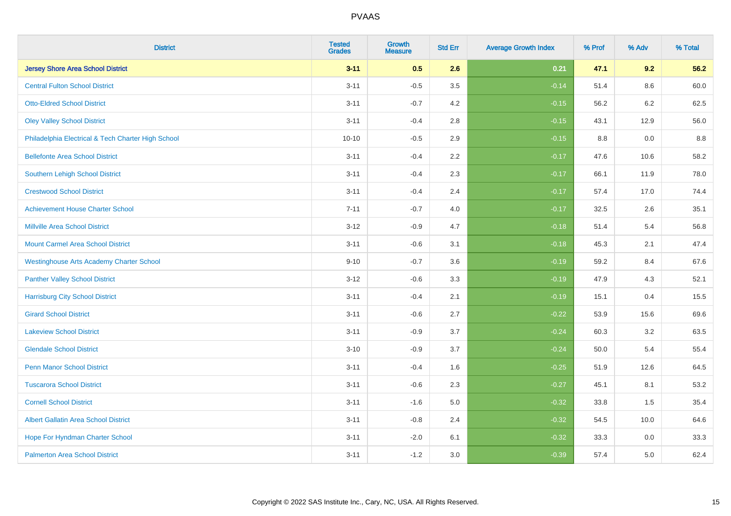| District | Tested Grades | Growth Measure | Std Err | Average Growth Index | % Prof | % Adv | % Total |
|---|---|---|---|---|---|---|---|
| **Jersey Shore Area School District** | **3-11** | **0.5** | **2.6** | **0.21** | **47.1** | **9.2** | **56.2** |
| Central Fulton School District | 3-11 | -0.5 | 3.5 | -0.14 | 51.4 | 8.6 | 60.0 |
| Otto-Eldred School District | 3-11 | -0.7 | 4.2 | -0.15 | 56.2 | 6.2 | 62.5 |
| Oley Valley School District | 3-11 | -0.4 | 2.8 | -0.15 | 43.1 | 12.9 | 56.0 |
| Philadelphia Electrical & Tech Charter High School | 10-10 | -0.5 | 2.9 | -0.15 | 8.8 | 0.0 | 8.8 |
| Bellefonte Area School District | 3-11 | -0.4 | 2.2 | -0.17 | 47.6 | 10.6 | 58.2 |
| Southern Lehigh School District | 3-11 | -0.4 | 2.3 | -0.17 | 66.1 | 11.9 | 78.0 |
| Crestwood School District | 3-11 | -0.4 | 2.4 | -0.17 | 57.4 | 17.0 | 74.4 |
| Achievement House Charter School | 7-11 | -0.7 | 4.0 | -0.17 | 32.5 | 2.6 | 35.1 |
| Millville Area School District | 3-12 | -0.9 | 4.7 | -0.18 | 51.4 | 5.4 | 56.8 |
| Mount Carmel Area School District | 3-11 | -0.6 | 3.1 | -0.18 | 45.3 | 2.1 | 47.4 |
| Westinghouse Arts Academy Charter School | 9-10 | -0.7 | 3.6 | -0.19 | 59.2 | 8.4 | 67.6 |
| Panther Valley School District | 3-12 | -0.6 | 3.3 | -0.19 | 47.9 | 4.3 | 52.1 |
| Harrisburg City School District | 3-11 | -0.4 | 2.1 | -0.19 | 15.1 | 0.4 | 15.5 |
| Girard School District | 3-11 | -0.6 | 2.7 | -0.22 | 53.9 | 15.6 | 69.6 |
| Lakeview School District | 3-11 | -0.9 | 3.7 | -0.24 | 60.3 | 3.2 | 63.5 |
| Glendale School District | 3-10 | -0.9 | 3.7 | -0.24 | 50.0 | 5.4 | 55.4 |
| Penn Manor School District | 3-11 | -0.4 | 1.6 | -0.25 | 51.9 | 12.6 | 64.5 |
| Tuscarora School District | 3-11 | -0.6 | 2.3 | -0.27 | 45.1 | 8.1 | 53.2 |
| Cornell School District | 3-11 | -1.6 | 5.0 | -0.32 | 33.8 | 1.5 | 35.4 |
| Albert Gallatin Area School District | 3-11 | -0.8 | 2.4 | -0.32 | 54.5 | 10.0 | 64.6 |
| Hope For Hyndman Charter School | 3-11 | -2.0 | 6.1 | -0.32 | 33.3 | 0.0 | 33.3 |
| Palmerton Area School District | 3-11 | -1.2 | 3.0 | -0.39 | 57.4 | 5.0 | 62.4 |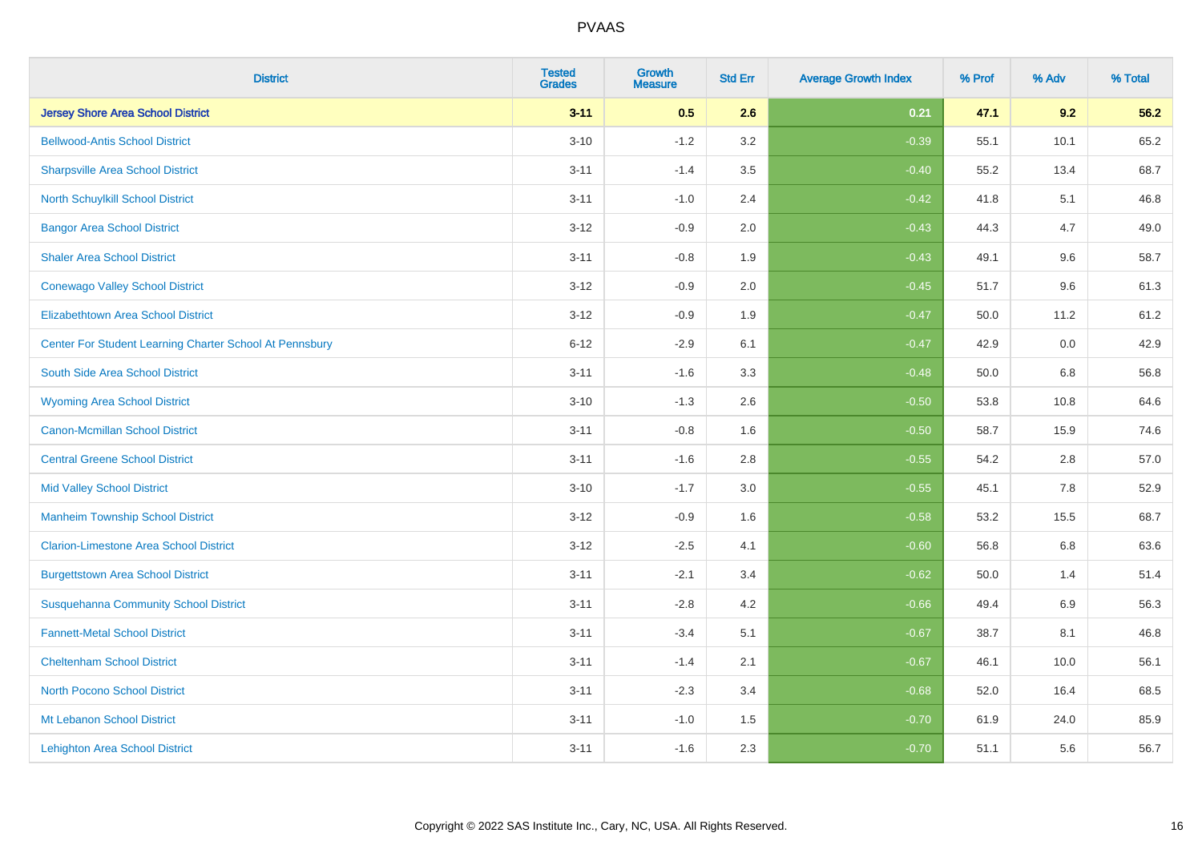| District | Tested Grades | Growth Measure | Std Err | Average Growth Index | % Prof | % Adv | % Total |
|---|---|---|---|---|---|---|---|
| **Jersey Shore Area School District** | **3-11** | **0.5** | **2.6** | **0.21** | **47.1** | **9.2** | **56.2** |
| Bellwood-Antis School District | 3-10 | -1.2 | 3.2 | -0.39 | 55.1 | 10.1 | 65.2 |
| Sharpsville Area School District | 3-11 | -1.4 | 3.5 | -0.40 | 55.2 | 13.4 | 68.7 |
| North Schuylkill School District | 3-11 | -1.0 | 2.4 | -0.42 | 41.8 | 5.1 | 46.8 |
| Bangor Area School District | 3-12 | -0.9 | 2.0 | -0.43 | 44.3 | 4.7 | 49.0 |
| Shaler Area School District | 3-11 | -0.8 | 1.9 | -0.43 | 49.1 | 9.6 | 58.7 |
| Conewago Valley School District | 3-12 | -0.9 | 2.0 | -0.45 | 51.7 | 9.6 | 61.3 |
| Elizabethtown Area School District | 3-12 | -0.9 | 1.9 | -0.47 | 50.0 | 11.2 | 61.2 |
| Center For Student Learning Charter School At Pennsbury | 6-12 | -2.9 | 6.1 | -0.47 | 42.9 | 0.0 | 42.9 |
| South Side Area School District | 3-11 | -1.6 | 3.3 | -0.48 | 50.0 | 6.8 | 56.8 |
| Wyoming Area School District | 3-10 | -1.3 | 2.6 | -0.50 | 53.8 | 10.8 | 64.6 |
| Canon-Mcmillan School District | 3-11 | -0.8 | 1.6 | -0.50 | 58.7 | 15.9 | 74.6 |
| Central Greene School District | 3-11 | -1.6 | 2.8 | -0.55 | 54.2 | 2.8 | 57.0 |
| Mid Valley School District | 3-10 | -1.7 | 3.0 | -0.55 | 45.1 | 7.8 | 52.9 |
| Manheim Township School District | 3-12 | -0.9 | 1.6 | -0.58 | 53.2 | 15.5 | 68.7 |
| Clarion-Limestone Area School District | 3-12 | -2.5 | 4.1 | -0.60 | 56.8 | 6.8 | 63.6 |
| Burgettstown Area School District | 3-11 | -2.1 | 3.4 | -0.62 | 50.0 | 1.4 | 51.4 |
| Susquehanna Community School District | 3-11 | -2.8 | 4.2 | -0.66 | 49.4 | 6.9 | 56.3 |
| Fannett-Metal School District | 3-11 | -3.4 | 5.1 | -0.67 | 38.7 | 8.1 | 46.8 |
| Cheltenham School District | 3-11 | -1.4 | 2.1 | -0.67 | 46.1 | 10.0 | 56.1 |
| North Pocono School District | 3-11 | -2.3 | 3.4 | -0.68 | 52.0 | 16.4 | 68.5 |
| Mt Lebanon School District | 3-11 | -1.0 | 1.5 | -0.70 | 61.9 | 24.0 | 85.9 |
| Lehighton Area School District | 3-11 | -1.6 | 2.3 | -0.70 | 51.1 | 5.6 | 56.7 |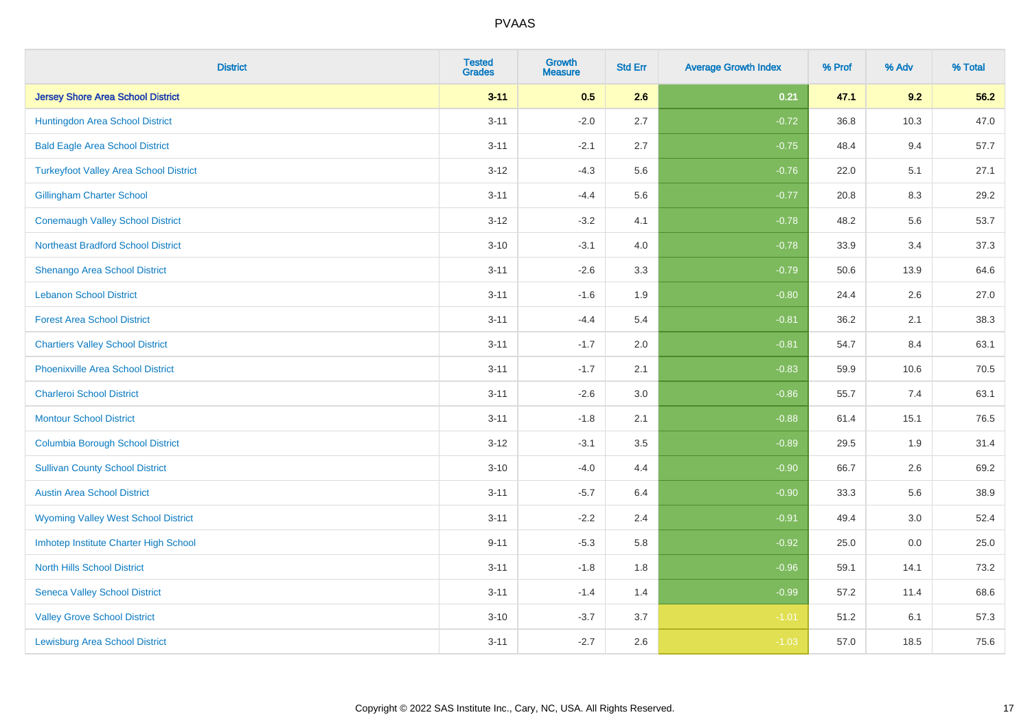| District | Tested Grades | Growth Measure | Std Err | Average Growth Index | % Prof | % Adv | % Total |
|---|---|---|---|---|---|---|---|
| **Jersey Shore Area School District** | **3-11** | **0.5** | **2.6** | **0.21** | **47.1** | **9.2** | **56.2** |
| Huntingdon Area School District | 3-11 | -2.0 | 2.7 | -0.72 | 36.8 | 10.3 | 47.0 |
| Bald Eagle Area School District | 3-11 | -2.1 | 2.7 | -0.75 | 48.4 | 9.4 | 57.7 |
| Turkeyfoot Valley Area School District | 3-12 | -4.3 | 5.6 | -0.76 | 22.0 | 5.1 | 27.1 |
| Gillingham Charter School | 3-11 | -4.4 | 5.6 | -0.77 | 20.8 | 8.3 | 29.2 |
| Conemaugh Valley School District | 3-12 | -3.2 | 4.1 | -0.78 | 48.2 | 5.6 | 53.7 |
| Northeast Bradford School District | 3-10 | -3.1 | 4.0 | -0.78 | 33.9 | 3.4 | 37.3 |
| Shenango Area School District | 3-11 | -2.6 | 3.3 | -0.79 | 50.6 | 13.9 | 64.6 |
| Lebanon School District | 3-11 | -1.6 | 1.9 | -0.80 | 24.4 | 2.6 | 27.0 |
| Forest Area School District | 3-11 | -4.4 | 5.4 | -0.81 | 36.2 | 2.1 | 38.3 |
| Chartiers Valley School District | 3-11 | -1.7 | 2.0 | -0.81 | 54.7 | 8.4 | 63.1 |
| Phoenixville Area School District | 3-11 | -1.7 | 2.1 | -0.83 | 59.9 | 10.6 | 70.5 |
| Charleroi School District | 3-11 | -2.6 | 3.0 | -0.86 | 55.7 | 7.4 | 63.1 |
| Montour School District | 3-11 | -1.8 | 2.1 | -0.88 | 61.4 | 15.1 | 76.5 |
| Columbia Borough School District | 3-12 | -3.1 | 3.5 | -0.89 | 29.5 | 1.9 | 31.4 |
| Sullivan County School District | 3-10 | -4.0 | 4.4 | -0.90 | 66.7 | 2.6 | 69.2 |
| Austin Area School District | 3-11 | -5.7 | 6.4 | -0.90 | 33.3 | 5.6 | 38.9 |
| Wyoming Valley West School District | 3-11 | -2.2 | 2.4 | -0.91 | 49.4 | 3.0 | 52.4 |
| Imhotep Institute Charter High School | 9-11 | -5.3 | 5.8 | -0.92 | 25.0 | 0.0 | 25.0 |
| North Hills School District | 3-11 | -1.8 | 1.8 | -0.96 | 59.1 | 14.1 | 73.2 |
| Seneca Valley School District | 3-11 | -1.4 | 1.4 | -0.99 | 57.2 | 11.4 | 68.6 |
| Valley Grove School District | 3-10 | -3.7 | 3.7 | -1.01 | 51.2 | 6.1 | 57.3 |
| Lewisburg Area School District | 3-11 | -2.7 | 2.6 | -1.03 | 57.0 | 18.5 | 75.6 |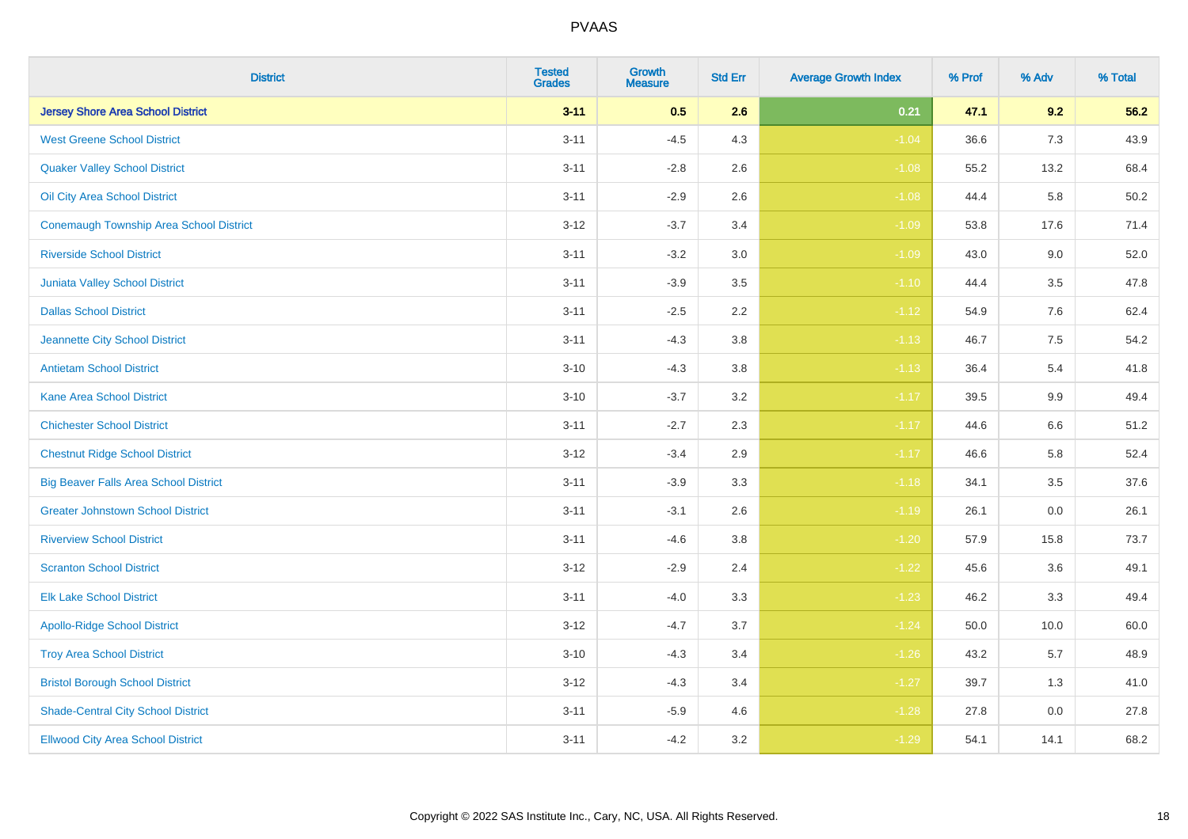| District | Tested Grades | Growth Measure | Std Err | Average Growth Index | % Prof | % Adv | % Total |
|---|---|---|---|---|---|---|---|
| **Jersey Shore Area School District** | **3-11** | **0.5** | **2.6** | **0.21** | **47.1** | **9.2** | **56.2** |
| West Greene School District | 3-11 | -4.5 | 4.3 | -1.04 | 36.6 | 7.3 | 43.9 |
| Quaker Valley School District | 3-11 | -2.8 | 2.6 | -1.08 | 55.2 | 13.2 | 68.4 |
| Oil City Area School District | 3-11 | -2.9 | 2.6 | -1.08 | 44.4 | 5.8 | 50.2 |
| Conemaugh Township Area School District | 3-12 | -3.7 | 3.4 | -1.09 | 53.8 | 17.6 | 71.4 |
| Riverside School District | 3-11 | -3.2 | 3.0 | -1.09 | 43.0 | 9.0 | 52.0 |
| Juniata Valley School District | 3-11 | -3.9 | 3.5 | -1.10 | 44.4 | 3.5 | 47.8 |
| Dallas School District | 3-11 | -2.5 | 2.2 | -1.12 | 54.9 | 7.6 | 62.4 |
| Jeannette City School District | 3-11 | -4.3 | 3.8 | -1.13 | 46.7 | 7.5 | 54.2 |
| Antietam School District | 3-10 | -4.3 | 3.8 | -1.13 | 36.4 | 5.4 | 41.8 |
| Kane Area School District | 3-10 | -3.7 | 3.2 | -1.17 | 39.5 | 9.9 | 49.4 |
| Chichester School District | 3-11 | -2.7 | 2.3 | -1.17 | 44.6 | 6.6 | 51.2 |
| Chestnut Ridge School District | 3-12 | -3.4 | 2.9 | -1.17 | 46.6 | 5.8 | 52.4 |
| Big Beaver Falls Area School District | 3-11 | -3.9 | 3.3 | -1.18 | 34.1 | 3.5 | 37.6 |
| Greater Johnstown School District | 3-11 | -3.1 | 2.6 | -1.19 | 26.1 | 0.0 | 26.1 |
| Riverview School District | 3-11 | -4.6 | 3.8 | -1.20 | 57.9 | 15.8 | 73.7 |
| Scranton School District | 3-12 | -2.9 | 2.4 | -1.22 | 45.6 | 3.6 | 49.1 |
| Elk Lake School District | 3-11 | -4.0 | 3.3 | -1.23 | 46.2 | 3.3 | 49.4 |
| Apollo-Ridge School District | 3-12 | -4.7 | 3.7 | -1.24 | 50.0 | 10.0 | 60.0 |
| Troy Area School District | 3-10 | -4.3 | 3.4 | -1.26 | 43.2 | 5.7 | 48.9 |
| Bristol Borough School District | 3-12 | -4.3 | 3.4 | -1.27 | 39.7 | 1.3 | 41.0 |
| Shade-Central City School District | 3-11 | -5.9 | 4.6 | -1.28 | 27.8 | 0.0 | 27.8 |
| Ellwood City Area School District | 3-11 | -4.2 | 3.2 | -1.29 | 54.1 | 14.1 | 68.2 |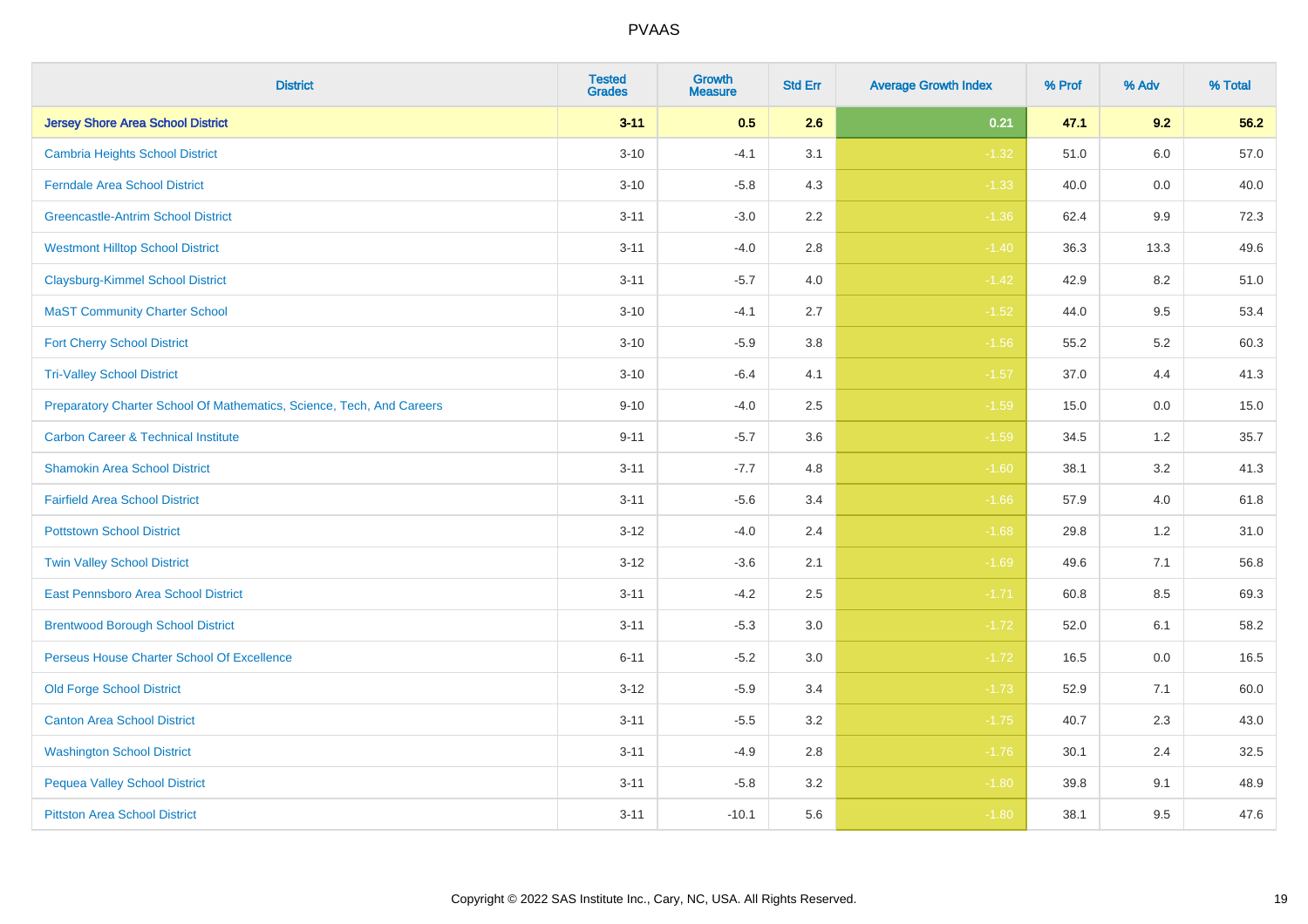| District | Tested Grades | Growth Measure | Std Err | Average Growth Index | % Prof | % Adv | % Total |
|---|---|---|---|---|---|---|---|
| **Jersey Shore Area School District** | **3-11** | **0.5** | **2.6** | **0.21** | **47.1** | **9.2** | **56.2** |
| Cambria Heights School District | 3-10 | -4.1 | 3.1 | -1.32 | 51.0 | 6.0 | 57.0 |
| Ferndale Area School District | 3-10 | -5.8 | 4.3 | -1.33 | 40.0 | 0.0 | 40.0 |
| Greencastle-Antrim School District | 3-11 | -3.0 | 2.2 | -1.36 | 62.4 | 9.9 | 72.3 |
| Westmont Hilltop School District | 3-11 | -4.0 | 2.8 | -1.40 | 36.3 | 13.3 | 49.6 |
| Claysburg-Kimmel School District | 3-11 | -5.7 | 4.0 | -1.42 | 42.9 | 8.2 | 51.0 |
| MaST Community Charter School | 3-10 | -4.1 | 2.7 | -1.52 | 44.0 | 9.5 | 53.4 |
| Fort Cherry School District | 3-10 | -5.9 | 3.8 | -1.56 | 55.2 | 5.2 | 60.3 |
| Tri-Valley School District | 3-10 | -6.4 | 4.1 | -1.57 | 37.0 | 4.4 | 41.3 |
| Preparatory Charter School Of Mathematics, Science, Tech, And Careers | 9-10 | -4.0 | 2.5 | -1.59 | 15.0 | 0.0 | 15.0 |
| Carbon Career & Technical Institute | 9-11 | -5.7 | 3.6 | -1.59 | 34.5 | 1.2 | 35.7 |
| Shamokin Area School District | 3-11 | -7.7 | 4.8 | -1.60 | 38.1 | 3.2 | 41.3 |
| Fairfield Area School District | 3-11 | -5.6 | 3.4 | -1.66 | 57.9 | 4.0 | 61.8 |
| Pottstown School District | 3-12 | -4.0 | 2.4 | -1.68 | 29.8 | 1.2 | 31.0 |
| Twin Valley School District | 3-12 | -3.6 | 2.1 | -1.69 | 49.6 | 7.1 | 56.8 |
| East Pennsboro Area School District | 3-11 | -4.2 | 2.5 | -1.71 | 60.8 | 8.5 | 69.3 |
| Brentwood Borough School District | 3-11 | -5.3 | 3.0 | -1.72 | 52.0 | 6.1 | 58.2 |
| Perseus House Charter School Of Excellence | 6-11 | -5.2 | 3.0 | -1.72 | 16.5 | 0.0 | 16.5 |
| Old Forge School District | 3-12 | -5.9 | 3.4 | -1.73 | 52.9 | 7.1 | 60.0 |
| Canton Area School District | 3-11 | -5.5 | 3.2 | -1.75 | 40.7 | 2.3 | 43.0 |
| Washington School District | 3-11 | -4.9 | 2.8 | -1.76 | 30.1 | 2.4 | 32.5 |
| Pequea Valley School District | 3-11 | -5.8 | 3.2 | -1.80 | 39.8 | 9.1 | 48.9 |
| Pittston Area School District | 3-11 | -10.1 | 5.6 | -1.80 | 38.1 | 9.5 | 47.6 |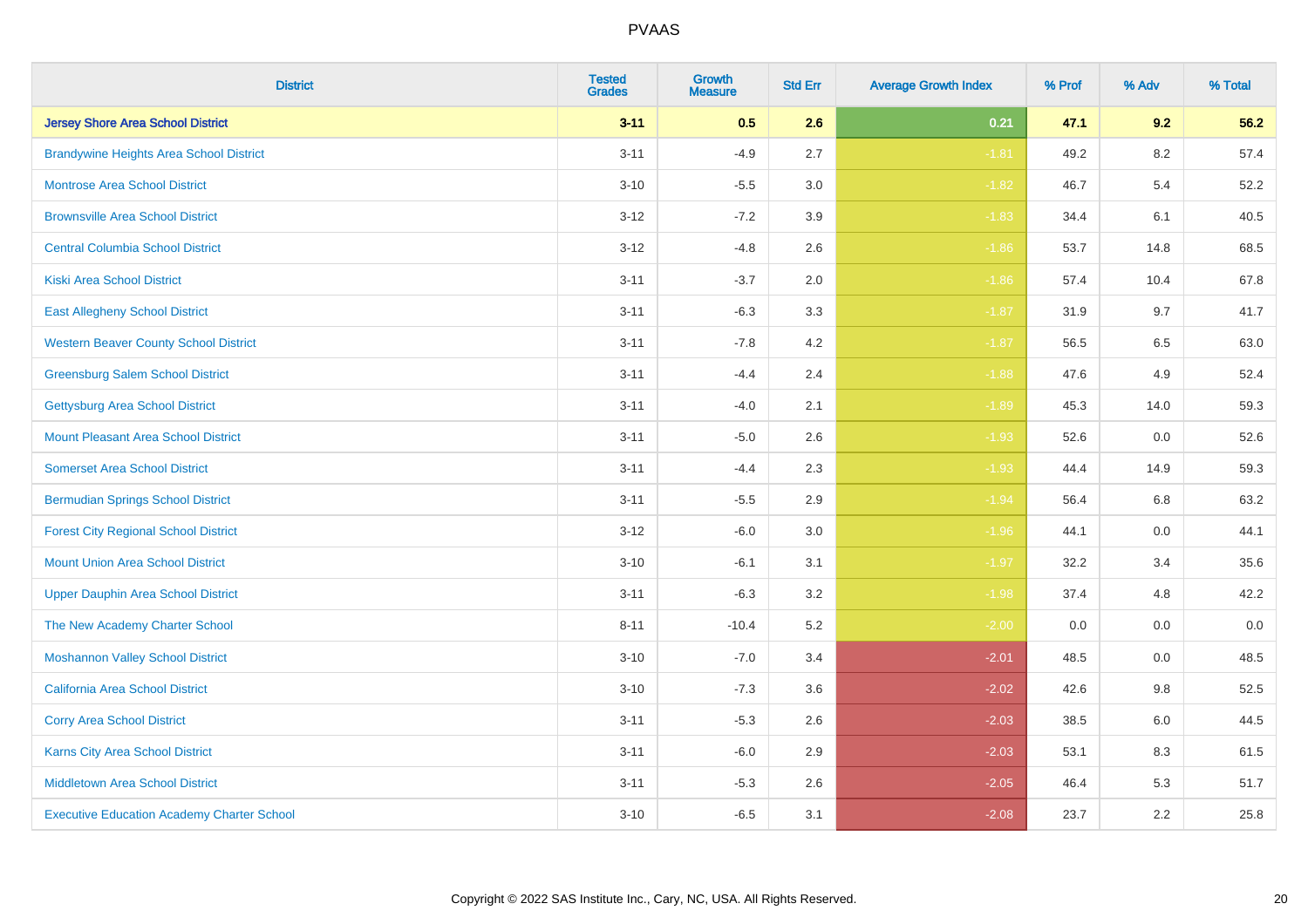| District | Tested Grades | Growth Measure | Std Err | Average Growth Index | % Prof | % Adv | % Total |
|---|---|---|---|---|---|---|---|
| **Jersey Shore Area School District** | **3-11** | **0.5** | **2.6** | **0.21** | **47.1** | **9.2** | **56.2** |
| Brandywine Heights Area School District | 3-11 | -4.9 | 2.7 | -1.81 | 49.2 | 8.2 | 57.4 |
| Montrose Area School District | 3-10 | -5.5 | 3.0 | -1.82 | 46.7 | 5.4 | 52.2 |
| Brownsville Area School District | 3-12 | -7.2 | 3.9 | -1.83 | 34.4 | 6.1 | 40.5 |
| Central Columbia School District | 3-12 | -4.8 | 2.6 | -1.86 | 53.7 | 14.8 | 68.5 |
| Kiski Area School District | 3-11 | -3.7 | 2.0 | -1.86 | 57.4 | 10.4 | 67.8 |
| East Allegheny School District | 3-11 | -6.3 | 3.3 | -1.87 | 31.9 | 9.7 | 41.7 |
| Western Beaver County School District | 3-11 | -7.8 | 4.2 | -1.87 | 56.5 | 6.5 | 63.0 |
| Greensburg Salem School District | 3-11 | -4.4 | 2.4 | -1.88 | 47.6 | 4.9 | 52.4 |
| Gettysburg Area School District | 3-11 | -4.0 | 2.1 | -1.89 | 45.3 | 14.0 | 59.3 |
| Mount Pleasant Area School District | 3-11 | -5.0 | 2.6 | -1.93 | 52.6 | 0.0 | 52.6 |
| Somerset Area School District | 3-11 | -4.4 | 2.3 | -1.93 | 44.4 | 14.9 | 59.3 |
| Bermudian Springs School District | 3-11 | -5.5 | 2.9 | -1.94 | 56.4 | 6.8 | 63.2 |
| Forest City Regional School District | 3-12 | -6.0 | 3.0 | -1.96 | 44.1 | 0.0 | 44.1 |
| Mount Union Area School District | 3-10 | -6.1 | 3.1 | -1.97 | 32.2 | 3.4 | 35.6 |
| Upper Dauphin Area School District | 3-11 | -6.3 | 3.2 | -1.98 | 37.4 | 4.8 | 42.2 |
| The New Academy Charter School | 8-11 | -10.4 | 5.2 | -2.00 | 0.0 | 0.0 | 0.0 |
| Moshannon Valley School District | 3-10 | -7.0 | 3.4 | -2.01 | 48.5 | 0.0 | 48.5 |
| California Area School District | 3-10 | -7.3 | 3.6 | -2.02 | 42.6 | 9.8 | 52.5 |
| Corry Area School District | 3-11 | -5.3 | 2.6 | -2.03 | 38.5 | 6.0 | 44.5 |
| Karns City Area School District | 3-11 | -6.0 | 2.9 | -2.03 | 53.1 | 8.3 | 61.5 |
| Middletown Area School District | 3-11 | -5.3 | 2.6 | -2.05 | 46.4 | 5.3 | 51.7 |
| Executive Education Academy Charter School | 3-10 | -6.5 | 3.1 | -2.08 | 23.7 | 2.2 | 25.8 |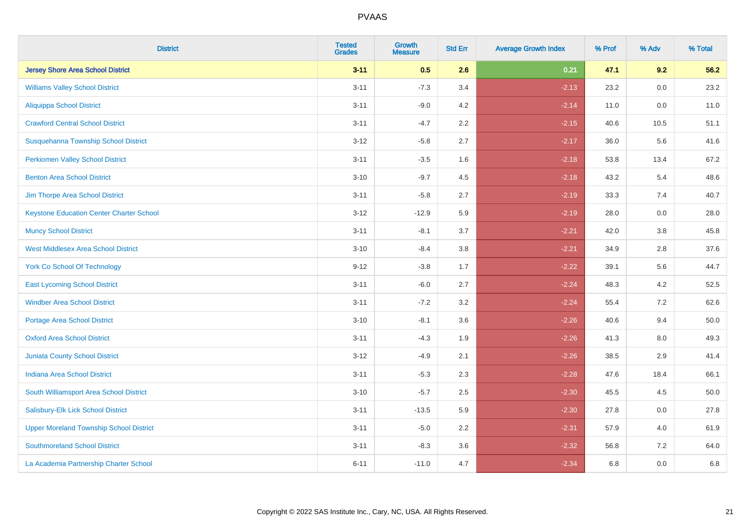| District | Tested Grades | Growth Measure | Std Err | Average Growth Index | % Prof | % Adv | % Total |
|---|---|---|---|---|---|---|---|
| **Jersey Shore Area School District** | **3-11** | **0.5** | **2.6** | **0.21** | **47.1** | **9.2** | **56.2** |
| Williams Valley School District | 3-11 | -7.3 | 3.4 | -2.13 | 23.2 | 0.0 | 23.2 |
| Aliquippa School District | 3-11 | -9.0 | 4.2 | -2.14 | 11.0 | 0.0 | 11.0 |
| Crawford Central School District | 3-11 | -4.7 | 2.2 | -2.15 | 40.6 | 10.5 | 51.1 |
| Susquehanna Township School District | 3-12 | -5.8 | 2.7 | -2.17 | 36.0 | 5.6 | 41.6 |
| Perkiomen Valley School District | 3-11 | -3.5 | 1.6 | -2.18 | 53.8 | 13.4 | 67.2 |
| Benton Area School District | 3-10 | -9.7 | 4.5 | -2.18 | 43.2 | 5.4 | 48.6 |
| Jim Thorpe Area School District | 3-11 | -5.8 | 2.7 | -2.19 | 33.3 | 7.4 | 40.7 |
| Keystone Education Center Charter School | 3-12 | -12.9 | 5.9 | -2.19 | 28.0 | 0.0 | 28.0 |
| Muncy School District | 3-11 | -8.1 | 3.7 | -2.21 | 42.0 | 3.8 | 45.8 |
| West Middlesex Area School District | 3-10 | -8.4 | 3.8 | -2.21 | 34.9 | 2.8 | 37.6 |
| York Co School Of Technology | 9-12 | -3.8 | 1.7 | -2.22 | 39.1 | 5.6 | 44.7 |
| East Lycoming School District | 3-11 | -6.0 | 2.7 | -2.24 | 48.3 | 4.2 | 52.5 |
| Windber Area School District | 3-11 | -7.2 | 3.2 | -2.24 | 55.4 | 7.2 | 62.6 |
| Portage Area School District | 3-10 | -8.1 | 3.6 | -2.26 | 40.6 | 9.4 | 50.0 |
| Oxford Area School District | 3-11 | -4.3 | 1.9 | -2.26 | 41.3 | 8.0 | 49.3 |
| Juniata County School District | 3-12 | -4.9 | 2.1 | -2.26 | 38.5 | 2.9 | 41.4 |
| Indiana Area School District | 3-11 | -5.3 | 2.3 | -2.28 | 47.6 | 18.4 | 66.1 |
| South Williamsport Area School District | 3-10 | -5.7 | 2.5 | -2.30 | 45.5 | 4.5 | 50.0 |
| Salisbury-Elk Lick School District | 3-11 | -13.5 | 5.9 | -2.30 | 27.8 | 0.0 | 27.8 |
| Upper Moreland Township School District | 3-11 | -5.0 | 2.2 | -2.31 | 57.9 | 4.0 | 61.9 |
| Southmoreland School District | 3-11 | -8.3 | 3.6 | -2.32 | 56.8 | 7.2 | 64.0 |
| La Academia Partnership Charter School | 6-11 | -11.0 | 4.7 | -2.34 | 6.8 | 0.0 | 6.8 |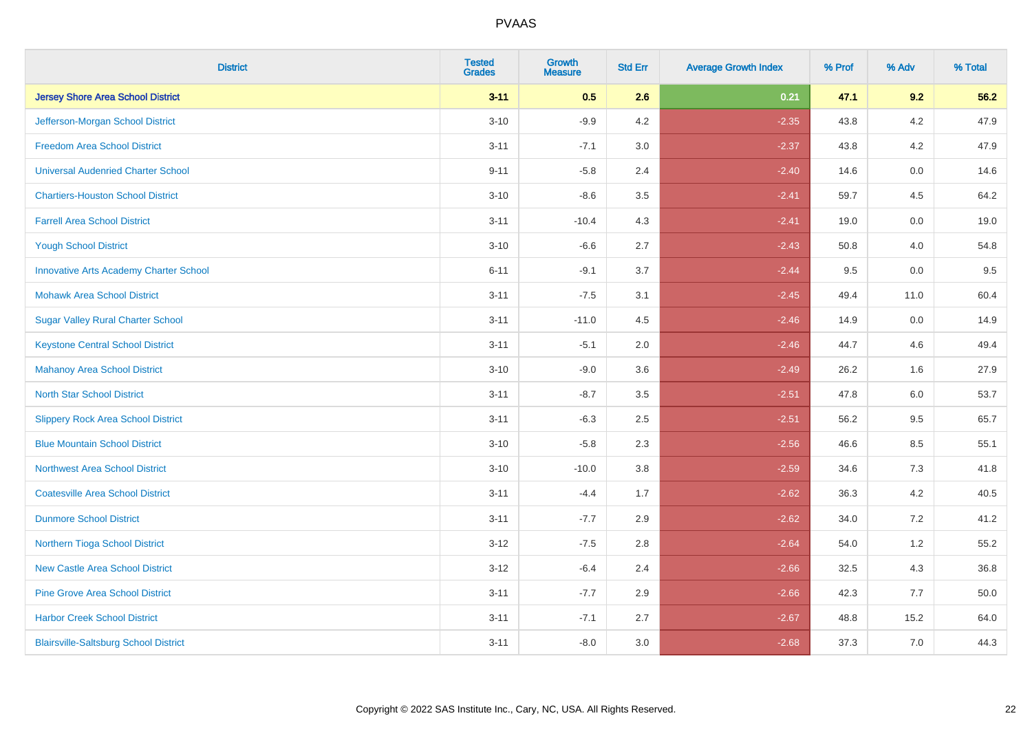| District | Tested Grades | Growth Measure | Std Err | Average Growth Index | % Prof | % Adv | % Total |
|---|---|---|---|---|---|---|---|
| **Jersey Shore Area School District** | **3-11** | **0.5** | **2.6** | **0.21** | **47.1** | **9.2** | **56.2** |
| Jefferson-Morgan School District | 3-10 | -9.9 | 4.2 | -2.35 | 43.8 | 4.2 | 47.9 |
| Freedom Area School District | 3-11 | -7.1 | 3.0 | -2.37 | 43.8 | 4.2 | 47.9 |
| Universal Audenried Charter School | 9-11 | -5.8 | 2.4 | -2.40 | 14.6 | 0.0 | 14.6 |
| Chartiers-Houston School District | 3-10 | -8.6 | 3.5 | -2.41 | 59.7 | 4.5 | 64.2 |
| Farrell Area School District | 3-11 | -10.4 | 4.3 | -2.41 | 19.0 | 0.0 | 19.0 |
| Yough School District | 3-10 | -6.6 | 2.7 | -2.43 | 50.8 | 4.0 | 54.8 |
| Innovative Arts Academy Charter School | 6-11 | -9.1 | 3.7 | -2.44 | 9.5 | 0.0 | 9.5 |
| Mohawk Area School District | 3-11 | -7.5 | 3.1 | -2.45 | 49.4 | 11.0 | 60.4 |
| Sugar Valley Rural Charter School | 3-11 | -11.0 | 4.5 | -2.46 | 14.9 | 0.0 | 14.9 |
| Keystone Central School District | 3-11 | -5.1 | 2.0 | -2.46 | 44.7 | 4.6 | 49.4 |
| Mahanoy Area School District | 3-10 | -9.0 | 3.6 | -2.49 | 26.2 | 1.6 | 27.9 |
| North Star School District | 3-11 | -8.7 | 3.5 | -2.51 | 47.8 | 6.0 | 53.7 |
| Slippery Rock Area School District | 3-11 | -6.3 | 2.5 | -2.51 | 56.2 | 9.5 | 65.7 |
| Blue Mountain School District | 3-10 | -5.8 | 2.3 | -2.56 | 46.6 | 8.5 | 55.1 |
| Northwest Area School District | 3-10 | -10.0 | 3.8 | -2.59 | 34.6 | 7.3 | 41.8 |
| Coatesville Area School District | 3-11 | -4.4 | 1.7 | -2.62 | 36.3 | 4.2 | 40.5 |
| Dunmore School District | 3-11 | -7.7 | 2.9 | -2.62 | 34.0 | 7.2 | 41.2 |
| Northern Tioga School District | 3-12 | -7.5 | 2.8 | -2.64 | 54.0 | 1.2 | 55.2 |
| New Castle Area School District | 3-12 | -6.4 | 2.4 | -2.66 | 32.5 | 4.3 | 36.8 |
| Pine Grove Area School District | 3-11 | -7.7 | 2.9 | -2.66 | 42.3 | 7.7 | 50.0 |
| Harbor Creek School District | 3-11 | -7.1 | 2.7 | -2.67 | 48.8 | 15.2 | 64.0 |
| Blairsville-Saltsburg School District | 3-11 | -8.0 | 3.0 | -2.68 | 37.3 | 7.0 | 44.3 |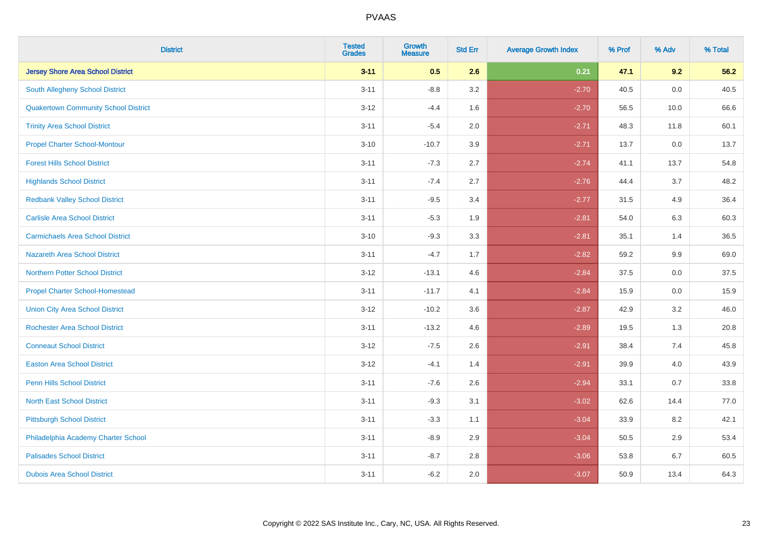# PVAAS

| District | Tested Grades | Growth Measure | Std Err | Average Growth Index | % Prof | % Adv | % Total |
|---|---|---|---|---|---|---|---|
| **Jersey Shore Area School District** | **3-11** | **0.5** | **2.6** | **0.21** | **47.1** | **9.2** | **56.2** |
| South Allegheny School District | 3-11 | -8.8 | 3.2 | -2.70 | 40.5 | 0.0 | 40.5 |
| Quakertown Community School District | 3-12 | -4.4 | 1.6 | -2.70 | 56.5 | 10.0 | 66.6 |
| Trinity Area School District | 3-11 | -5.4 | 2.0 | -2.71 | 48.3 | 11.8 | 60.1 |
| Propel Charter School-Montour | 3-10 | -10.7 | 3.9 | -2.71 | 13.7 | 0.0 | 13.7 |
| Forest Hills School District | 3-11 | -7.3 | 2.7 | -2.74 | 41.1 | 13.7 | 54.8 |
| Highlands School District | 3-11 | -7.4 | 2.7 | -2.76 | 44.4 | 3.7 | 48.2 |
| Redbank Valley School District | 3-11 | -9.5 | 3.4 | -2.77 | 31.5 | 4.9 | 36.4 |
| Carlisle Area School District | 3-11 | -5.3 | 1.9 | -2.81 | 54.0 | 6.3 | 60.3 |
| Carmichaels Area School District | 3-10 | -9.3 | 3.3 | -2.81 | 35.1 | 1.4 | 36.5 |
| Nazareth Area School District | 3-11 | -4.7 | 1.7 | -2.82 | 59.2 | 9.9 | 69.0 |
| Northern Potter School District | 3-12 | -13.1 | 4.6 | -2.84 | 37.5 | 0.0 | 37.5 |
| Propel Charter School-Homestead | 3-11 | -11.7 | 4.1 | -2.84 | 15.9 | 0.0 | 15.9 |
| Union City Area School District | 3-12 | -10.2 | 3.6 | -2.87 | 42.9 | 3.2 | 46.0 |
| Rochester Area School District | 3-11 | -13.2 | 4.6 | -2.89 | 19.5 | 1.3 | 20.8 |
| Conneaut School District | 3-12 | -7.5 | 2.6 | -2.91 | 38.4 | 7.4 | 45.8 |
| Easton Area School District | 3-12 | -4.1 | 1.4 | -2.91 | 39.9 | 4.0 | 43.9 |
| Penn Hills School District | 3-11 | -7.6 | 2.6 | -2.94 | 33.1 | 0.7 | 33.8 |
| North East School District | 3-11 | -9.3 | 3.1 | -3.02 | 62.6 | 14.4 | 77.0 |
| Pittsburgh School District | 3-11 | -3.3 | 1.1 | -3.04 | 33.9 | 8.2 | 42.1 |
| Philadelphia Academy Charter School | 3-11 | -8.9 | 2.9 | -3.04 | 50.5 | 2.9 | 53.4 |
| Palisades School District | 3-11 | -8.7 | 2.8 | -3.06 | 53.8 | 6.7 | 60.5 |
| Dubois Area School District | 3-11 | -6.2 | 2.0 | -3.07 | 50.9 | 13.4 | 64.3 |

Copyright © 2022 SAS Institute Inc., Cary, NC, USA. All Rights Reserved.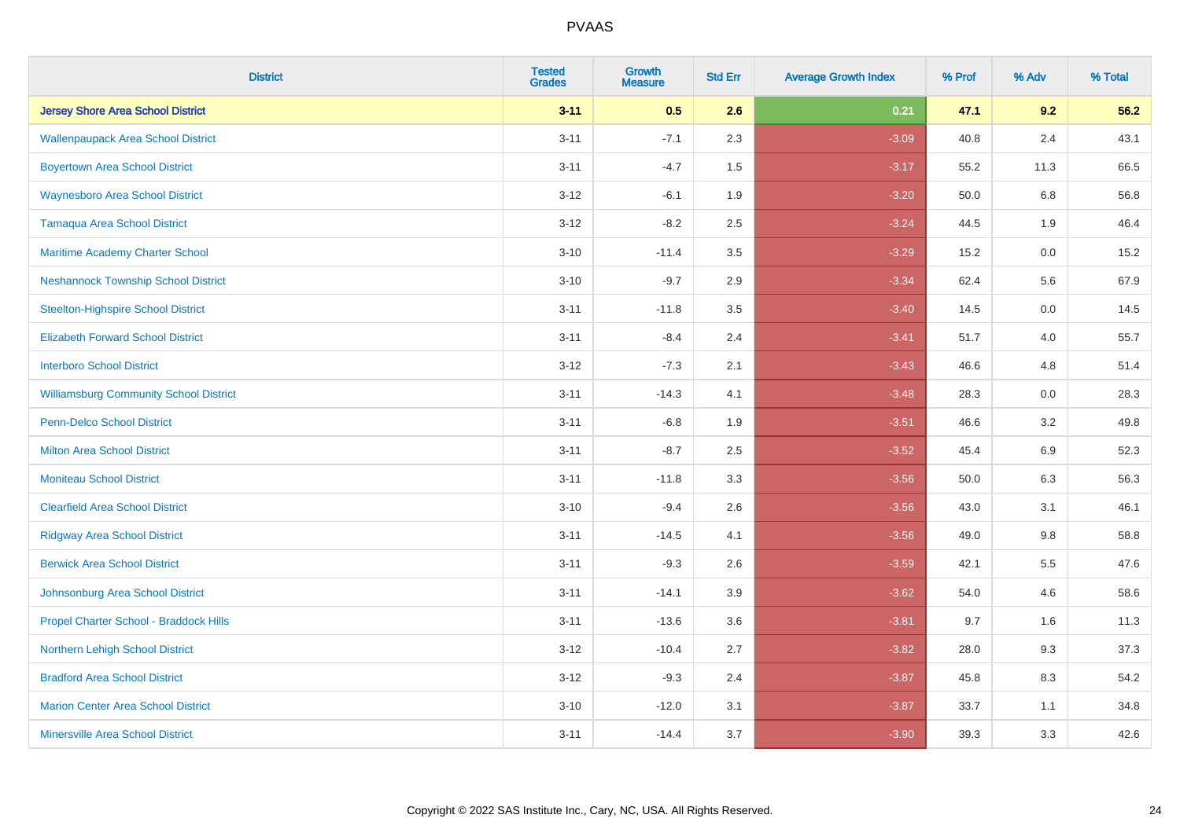# PVAAS

| District | Tested Grades | Growth Measure | Std Err | Average Growth Index | % Prof | % Adv | % Total |
|---|---|---|---|---|---|---|---|
| **Jersey Shore Area School District** | **3-11** | **0.5** | **2.6** | **0.21** | **47.1** | **9.2** | **56.2** |
| Wallenpaupack Area School District | 3-11 | -7.1 | 2.3 | -3.09 | 40.8 | 2.4 | 43.1 |
| Boyertown Area School District | 3-11 | -4.7 | 1.5 | -3.17 | 55.2 | 11.3 | 66.5 |
| Waynesboro Area School District | 3-12 | -6.1 | 1.9 | -3.20 | 50.0 | 6.8 | 56.8 |
| Tamaqua Area School District | 3-12 | -8.2 | 2.5 | -3.24 | 44.5 | 1.9 | 46.4 |
| Maritime Academy Charter School | 3-10 | -11.4 | 3.5 | -3.29 | 15.2 | 0.0 | 15.2 |
| Neshannock Township School District | 3-10 | -9.7 | 2.9 | -3.34 | 62.4 | 5.6 | 67.9 |
| Steelton-Highspire School District | 3-11 | -11.8 | 3.5 | -3.40 | 14.5 | 0.0 | 14.5 |
| Elizabeth Forward School District | 3-11 | -8.4 | 2.4 | -3.41 | 51.7 | 4.0 | 55.7 |
| Interboro School District | 3-12 | -7.3 | 2.1 | -3.43 | 46.6 | 4.8 | 51.4 |
| Williamsburg Community School District | 3-11 | -14.3 | 4.1 | -3.48 | 28.3 | 0.0 | 28.3 |
| Penn-Delco School District | 3-11 | -6.8 | 1.9 | -3.51 | 46.6 | 3.2 | 49.8 |
| Milton Area School District | 3-11 | -8.7 | 2.5 | -3.52 | 45.4 | 6.9 | 52.3 |
| Moniteau School District | 3-11 | -11.8 | 3.3 | -3.56 | 50.0 | 6.3 | 56.3 |
| Clearfield Area School District | 3-10 | -9.4 | 2.6 | -3.56 | 43.0 | 3.1 | 46.1 |
| Ridgway Area School District | 3-11 | -14.5 | 4.1 | -3.56 | 49.0 | 9.8 | 58.8 |
| Berwick Area School District | 3-11 | -9.3 | 2.6 | -3.59 | 42.1 | 5.5 | 47.6 |
| Johnsonburg Area School District | 3-11 | -14.1 | 3.9 | -3.62 | 54.0 | 4.6 | 58.6 |
| Propel Charter School - Braddock Hills | 3-11 | -13.6 | 3.6 | -3.81 | 9.7 | 1.6 | 11.3 |
| Northern Lehigh School District | 3-12 | -10.4 | 2.7 | -3.82 | 28.0 | 9.3 | 37.3 |
| Bradford Area School District | 3-12 | -9.3 | 2.4 | -3.87 | 45.8 | 8.3 | 54.2 |
| Marion Center Area School District | 3-10 | -12.0 | 3.1 | -3.87 | 33.7 | 1.1 | 34.8 |
| Minersville Area School District | 3-11 | -14.4 | 3.7 | -3.90 | 39.3 | 3.3 | 42.6 |

Copyright © 2022 SAS Institute Inc., Cary, NC, USA. All Rights Reserved.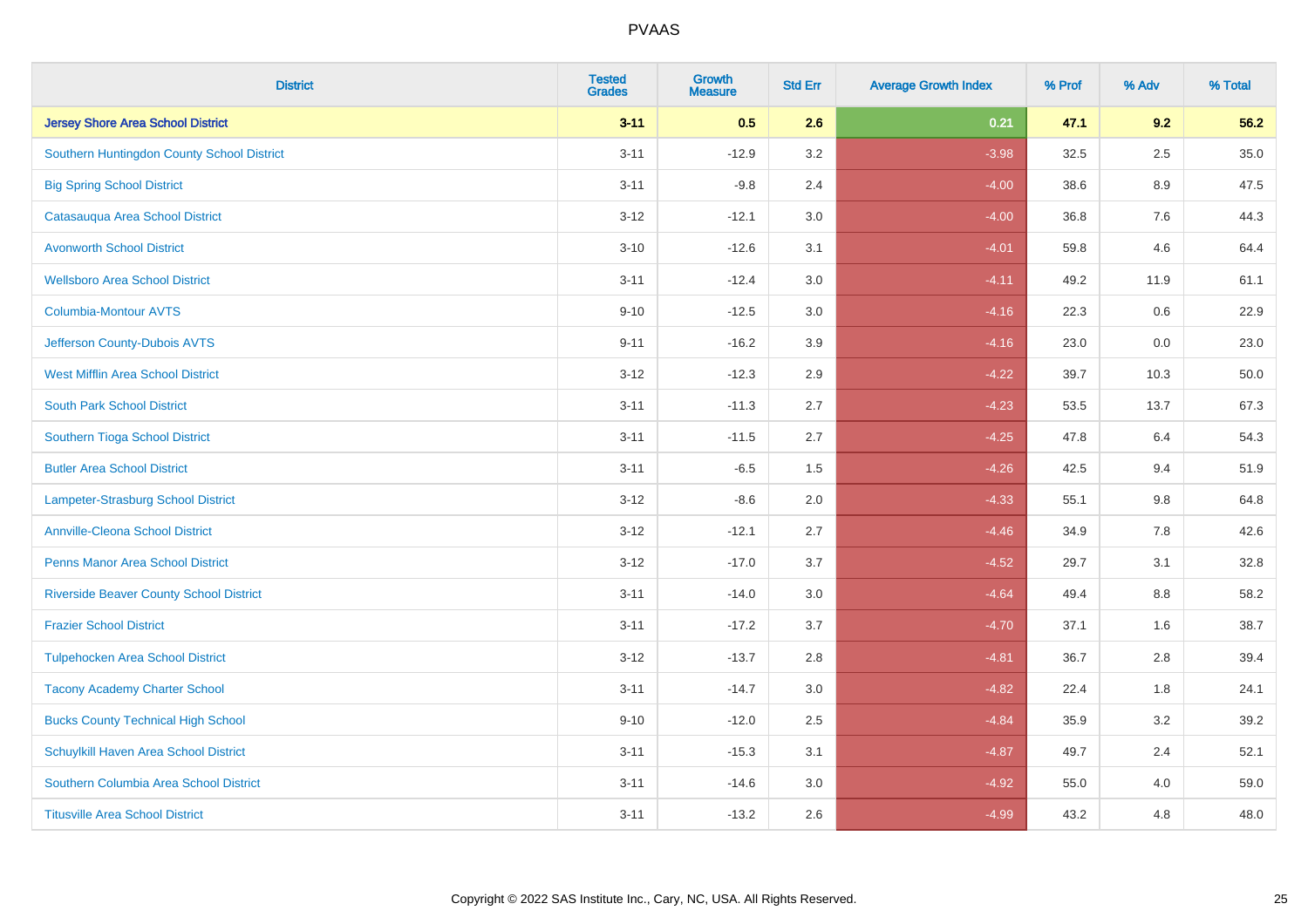# PVAAS

| District | Tested Grades | Growth Measure | Std Err | Average Growth Index | % Prof | % Adv | % Total |
|---|---|---|---|---|---|---|---|
| **Jersey Shore Area School District** | **3-11** | **0.5** | **2.6** | **0.21** | **47.1** | **9.2** | **56.2** |
| Southern Huntingdon County School District | 3-11 | -12.9 | 3.2 | -3.98 | 32.5 | 2.5 | 35.0 |
| Big Spring School District | 3-11 | -9.8 | 2.4 | -4.00 | 38.6 | 8.9 | 47.5 |
| Catasauqua Area School District | 3-12 | -12.1 | 3.0 | -4.00 | 36.8 | 7.6 | 44.3 |
| Avonworth School District | 3-10 | -12.6 | 3.1 | -4.01 | 59.8 | 4.6 | 64.4 |
| Wellsboro Area School District | 3-11 | -12.4 | 3.0 | -4.11 | 49.2 | 11.9 | 61.1 |
| Columbia-Montour AVTS | 9-10 | -12.5 | 3.0 | -4.16 | 22.3 | 0.6 | 22.9 |
| Jefferson County-Dubois AVTS | 9-11 | -16.2 | 3.9 | -4.16 | 23.0 | 0.0 | 23.0 |
| West Mifflin Area School District | 3-12 | -12.3 | 2.9 | -4.22 | 39.7 | 10.3 | 50.0 |
| South Park School District | 3-11 | -11.3 | 2.7 | -4.23 | 53.5 | 13.7 | 67.3 |
| Southern Tioga School District | 3-11 | -11.5 | 2.7 | -4.25 | 47.8 | 6.4 | 54.3 |
| Butler Area School District | 3-11 | -6.5 | 1.5 | -4.26 | 42.5 | 9.4 | 51.9 |
| Lampeter-Strasburg School District | 3-12 | -8.6 | 2.0 | -4.33 | 55.1 | 9.8 | 64.8 |
| Annville-Cleona School District | 3-12 | -12.1 | 2.7 | -4.46 | 34.9 | 7.8 | 42.6 |
| Penns Manor Area School District | 3-12 | -17.0 | 3.7 | -4.52 | 29.7 | 3.1 | 32.8 |
| Riverside Beaver County School District | 3-11 | -14.0 | 3.0 | -4.64 | 49.4 | 8.8 | 58.2 |
| Frazier School District | 3-11 | -17.2 | 3.7 | -4.70 | 37.1 | 1.6 | 38.7 |
| Tulpehocken Area School District | 3-12 | -13.7 | 2.8 | -4.81 | 36.7 | 2.8 | 39.4 |
| Tacony Academy Charter School | 3-11 | -14.7 | 3.0 | -4.82 | 22.4 | 1.8 | 24.1 |
| Bucks County Technical High School | 9-10 | -12.0 | 2.5 | -4.84 | 35.9 | 3.2 | 39.2 |
| Schuylkill Haven Area School District | 3-11 | -15.3 | 3.1 | -4.87 | 49.7 | 2.4 | 52.1 |
| Southern Columbia Area School District | 3-11 | -14.6 | 3.0 | -4.92 | 55.0 | 4.0 | 59.0 |
| Titusville Area School District | 3-11 | -13.2 | 2.6 | -4.99 | 43.2 | 4.8 | 48.0 |

Copyright © 2022 SAS Institute Inc., Cary, NC, USA. All Rights Reserved.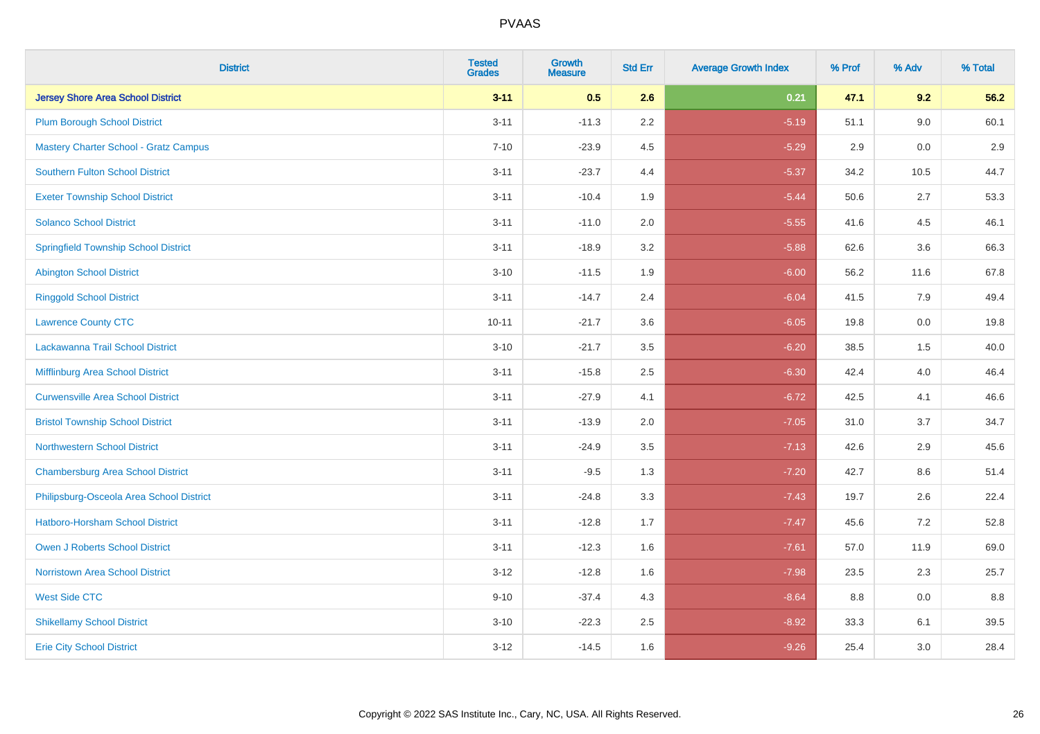| District | Tested Grades | Growth Measure | Std Err | Average Growth Index | % Prof | % Adv | % Total |
|---|---|---|---|---|---|---|---|
| **Jersey Shore Area School District** | **3-11** | **0.5** | **2.6** | **0.21** | **47.1** | **9.2** | **56.2** |
| Plum Borough School District | 3-11 | -11.3 | 2.2 | -5.19 | 51.1 | 9.0 | 60.1 |
| Mastery Charter School - Gratz Campus | 7-10 | -23.9 | 4.5 | -5.29 | 2.9 | 0.0 | 2.9 |
| Southern Fulton School District | 3-11 | -23.7 | 4.4 | -5.37 | 34.2 | 10.5 | 44.7 |
| Exeter Township School District | 3-11 | -10.4 | 1.9 | -5.44 | 50.6 | 2.7 | 53.3 |
| Solanco School District | 3-11 | -11.0 | 2.0 | -5.55 | 41.6 | 4.5 | 46.1 |
| Springfield Township School District | 3-11 | -18.9 | 3.2 | -5.88 | 62.6 | 3.6 | 66.3 |
| Abington School District | 3-10 | -11.5 | 1.9 | -6.00 | 56.2 | 11.6 | 67.8 |
| Ringgold School District | 3-11 | -14.7 | 2.4 | -6.04 | 41.5 | 7.9 | 49.4 |
| Lawrence County CTC | 10-11 | -21.7 | 3.6 | -6.05 | 19.8 | 0.0 | 19.8 |
| Lackawanna Trail School District | 3-10 | -21.7 | 3.5 | -6.20 | 38.5 | 1.5 | 40.0 |
| Mifflinburg Area School District | 3-11 | -15.8 | 2.5 | -6.30 | 42.4 | 4.0 | 46.4 |
| Curwensville Area School District | 3-11 | -27.9 | 4.1 | -6.72 | 42.5 | 4.1 | 46.6 |
| Bristol Township School District | 3-11 | -13.9 | 2.0 | -7.05 | 31.0 | 3.7 | 34.7 |
| Northwestern School District | 3-11 | -24.9 | 3.5 | -7.13 | 42.6 | 2.9 | 45.6 |
| Chambersburg Area School District | 3-11 | -9.5 | 1.3 | -7.20 | 42.7 | 8.6 | 51.4 |
| Philipsburg-Osceola Area School District | 3-11 | -24.8 | 3.3 | -7.43 | 19.7 | 2.6 | 22.4 |
| Hatboro-Horsham School District | 3-11 | -12.8 | 1.7 | -7.47 | 45.6 | 7.2 | 52.8 |
| Owen J Roberts School District | 3-11 | -12.3 | 1.6 | -7.61 | 57.0 | 11.9 | 69.0 |
| Norristown Area School District | 3-12 | -12.8 | 1.6 | -7.98 | 23.5 | 2.3 | 25.7 |
| West Side CTC | 9-10 | -37.4 | 4.3 | -8.64 | 8.8 | 0.0 | 8.8 |
| Shikellamy School District | 3-10 | -22.3 | 2.5 | -8.92 | 33.3 | 6.1 | 39.5 |
| Erie City School District | 3-12 | -14.5 | 1.6 | -9.26 | 25.4 | 3.0 | 28.4 |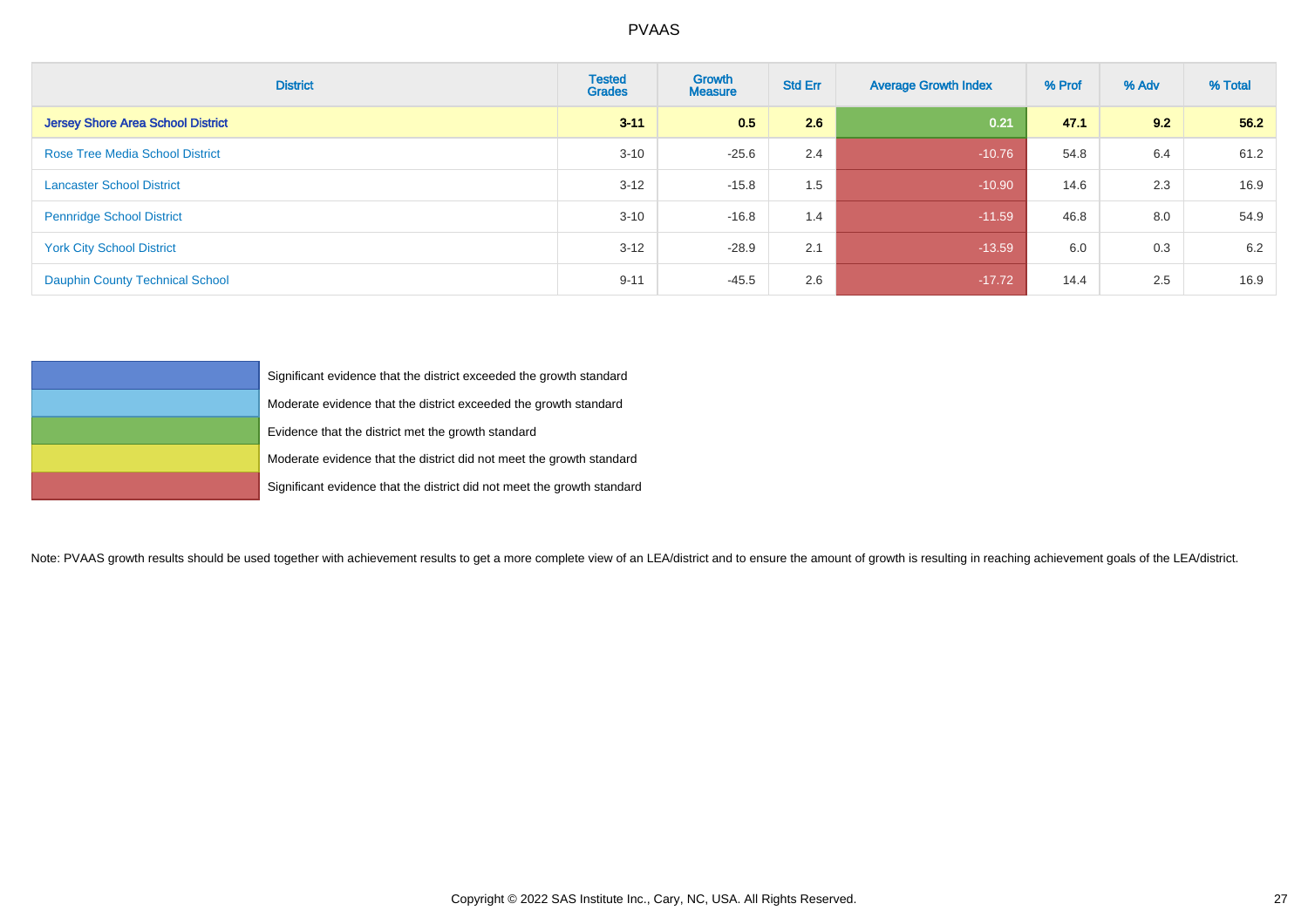# PVAAS

| District | Tested Grades | Growth Measure | Std Err | Average Growth Index | % Prof | % Adv | % Total |
|---|---|---|---|---|---|---|---|
| **Jersey Shore Area School District** | **3-11** | **0.5** | **2.6** | **0.21** | **47.1** | **9.2** | **56.2** |
| Rose Tree Media School District | 3-10 | -25.6 | 2.4 | -10.76 | 54.8 | 6.4 | 61.2 |
| Lancaster School District | 3-12 | -15.8 | 1.5 | -10.90 | 14.6 | 2.3 | 16.9 |
| Pennridge School District | 3-10 | -16.8 | 1.4 | -11.59 | 46.8 | 8.0 | 54.9 |
| York City School District | 3-12 | -28.9 | 2.1 | -13.59 | 6.0 | 0.3 | 6.2 |
| Dauphin County Technical School | 9-11 | -45.5 | 2.6 | -17.72 | 14.4 | 2.5 | 16.9 |

Significant evidence that the district exceeded the growth standard

Moderate evidence that the district exceeded the growth standard

Evidence that the district met the growth standard

Moderate evidence that the district did not meet the growth standard

Significant evidence that the district did not meet the growth standard

Note: PVAAS growth results should be used together with achievement results to get a more complete view of an LEA/district and to ensure the amount of growth is resulting in reaching achievement goals of the LEA/district.

Copyright © 2022 SAS Institute Inc., Cary, NC, USA. All Rights Reserved.